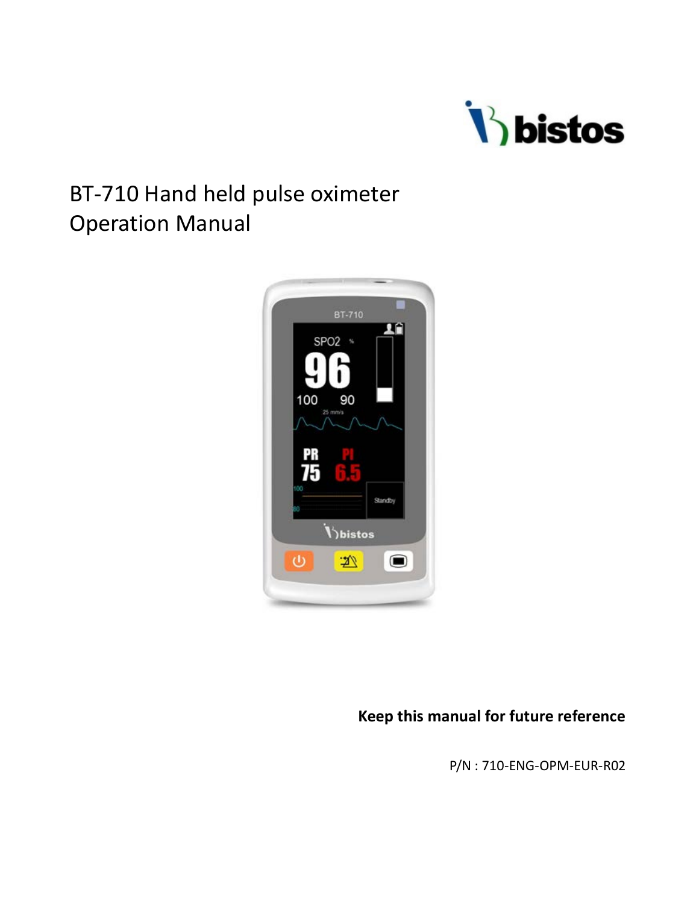bistos

# BT-710 Hand held pulse oximeter Operation Manual

**Keep this manual for future reference**

P/N : 710-ENG-OPM-EUR-R02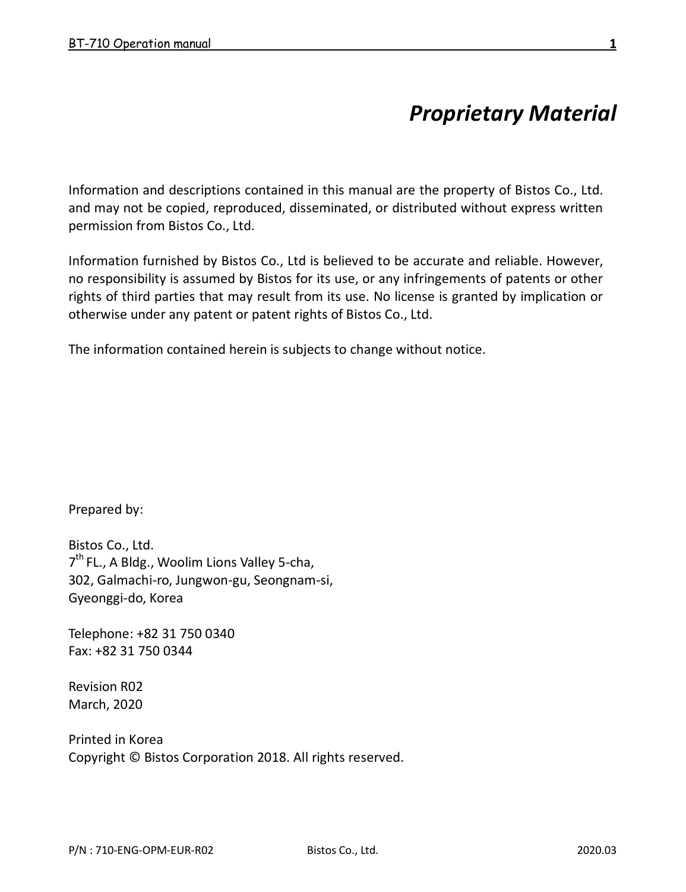# *Proprietary Material*

Information and descriptions contained in this manual are the property of Bistos Co., Ltd. and may not be copied, reproduced, disseminated, or distributed without express written permission from Bistos Co., Ltd.

Information furnished by Bistos Co., Ltd is believed to be accurate and reliable. However, no responsibility is assumed by Bistos for its use, or any infringements of patents or other rights of third parties that may result from its use. No license is granted by implication or otherwise under any patent or patent rights of Bistos Co., Ltd.

The information contained herein is subjects to change without notice.

Prepared by:

Bistos Co., Ltd.
7th FL., A Bldg., Woolim Lions Valley 5-cha,
302, Galmachi-ro, Jungwon-gu, Seongnam-si,
Gyeonggi-do, Korea

Telephone: +82 31 750 0340
Fax: +82 31 750 0344

Revision R02
March, 2020

Printed in Korea
Copyright © Bistos Corporation 2018. All rights reserved.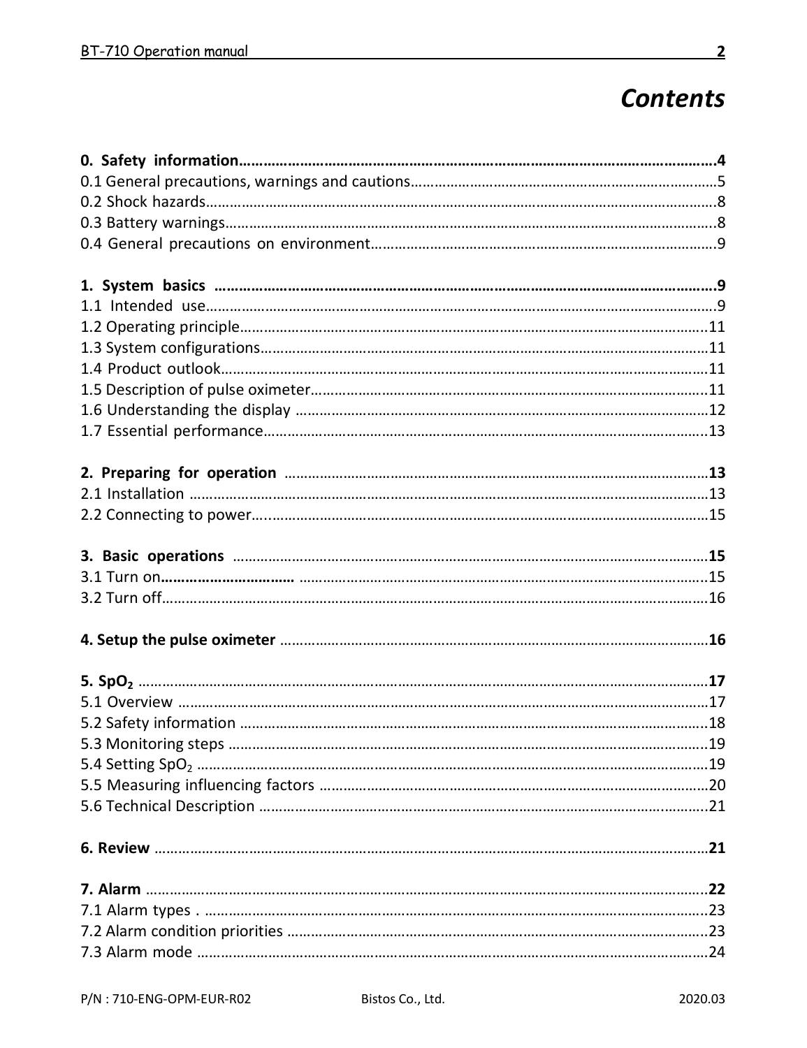# Contents

**0. Safety information……………………………………………………………………………………………………4**
0.1 General precautions, warnings and cautions……………………………………………………………………5
0.2 Shock hazards……………………………………………………………………………………………………………8
0.3 Battery warnings………………………………………………………………………………………………………..8
0.4 General precautions on environment……………………………………………………………………………9

**1. System basics ………………………………………………………………………………………………………9**
1.1 Intended use……………………………………………………………………………………………………………9
1.2 Operating principle…………………………………………………………………………………………………..11
1.3 System configurations………………………………………………………………………………………………11
1.4 Product outlook……………………………………………………………………………………………………….11
1.5 Description of pulse oximeter…………………………………………………………………………………..11
1.6 Understanding the display ……………………………………………………………………………………….12
1.7 Essential performance……………………………………………………………………………………………..13

**2. Preparing for operation …………………………………………………………………………………………13**
2.1 Installation ……………………………………………………………………………………………………………13
2.2 Connecting to power…...……………………………………………………………………………………………15

**3. Basic operations …………………………………………………………………………………………………15**
3.1 Turn on**…………………………** …………………………………………………………………………………..15
3.2 Turn off…………………………………………………………………………………………………………………16

**4. Setup the pulse oximeter ……………………………………………………………………………………16**

**5. $SpO_2$ ……………………………………………………………………………………………………………17**
5.1 Overview ………………………………………………………………………………………………………………17
5.2 Safety information …………………………………………………………………………………………………..18
5.3 Monitoring steps …………………………………………………………………………………………………….19
5.4 Setting $SpO_2$ ………………………………………………………………………………………………………19
5.5 Measuring influencing factors ……………………………………………………………………………………20
5.6 Technical Description ……………………………………………………………………………………………..21

**6. Review ……………………………………………………………………………………………………………21**

**7. Alarm ……………………………………………………………………………………………………………22**
7.1 Alarm types . ………………………………………………………………………………………………………..23
7.2 Alarm condition priorities ………………………………………………………………………………………..23
7.3 Alarm mode ……………………………………………………………………………………………………………24

P/N : 710-ENG-OPM-EUR-R02 Bistos Co., Ltd. 2020.03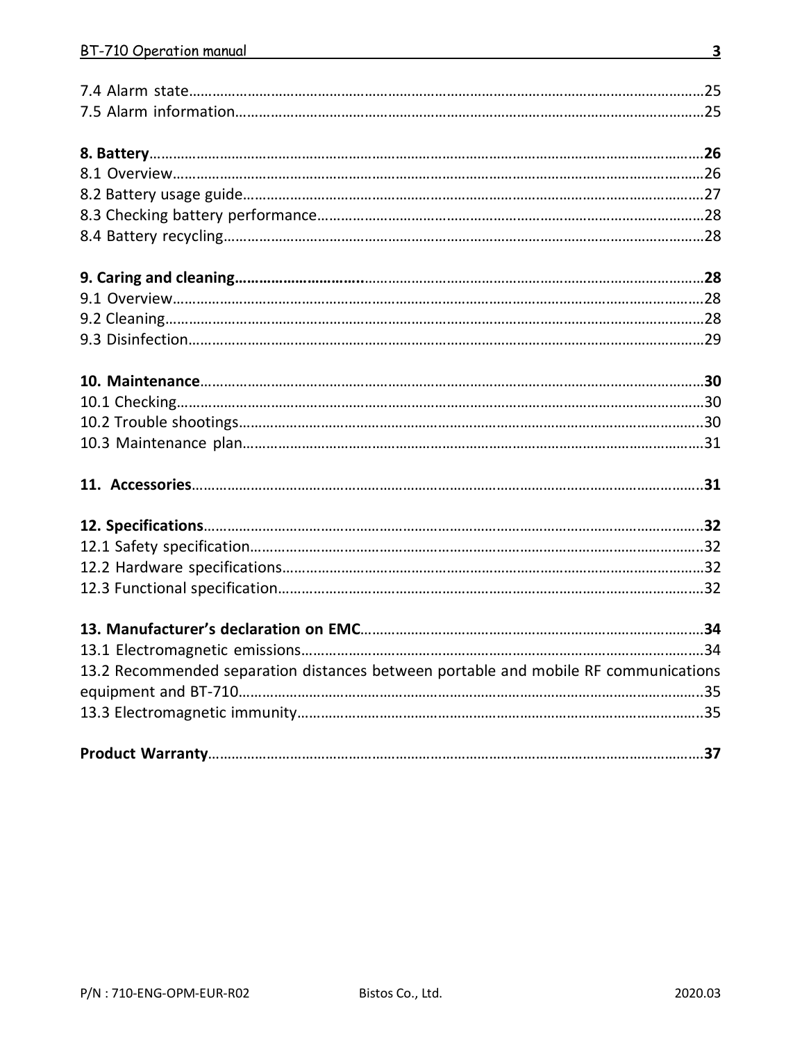7.4 Alarm state……………………………………………………………………………………………………………25
7.5 Alarm information…………………………………………………………………………………………………25

**8. Battery**………………………………………………………………………………………………………………**26**
8.1 Overview…………………………………………………………………………………………………………………26
8.2 Battery usage guide………………………………………………………………………………………………27
8.3 Checking battery performance……………………………………………………………………………28
8.4 Battery recycling……………………………………………………………………………………………………28

**9. Caring and cleaning**……………………………………………………………………………………………**28**
9.1 Overview…………………………………………………………………………………………………………………28
9.2 Cleaning…………………………………………………………………………………………………………………28
9.3 Disinfection……………………………………………………………………………………………………………29

**10. Maintenance**……………………………………………………………………………………………………**30**
10.1 Checking………………………………………………………………………………………………………………30
10.2 Trouble shootings…………………………………………………………………………………………………30
10.3 Maintenance plan…………………………………………………………………………………………………31

**11. Accessories**……………………………………………………………………………………………………**31**

**12. Specifications**…………………………………………………………………………………………………**32**
12.1 Safety specification………………………………………………………………………………………………32
12.2 Hardware specifications………………………………………………………………………………………32
12.3 Functional specification………………………………………………………………………………………32

**13. Manufacturer's declaration on EMC**……………………………………………………………………**34**
13.1 Electromagnetic emissions……………………………………………………………………………………34
13.2 Recommended separation distances between portable and mobile RF communications equipment and BT-710………………………………………………………………………………………………35
13.3 Electromagnetic immunity……………………………………………………………………………………35

**Product Warranty**…………………………………………………………………………………………………**37**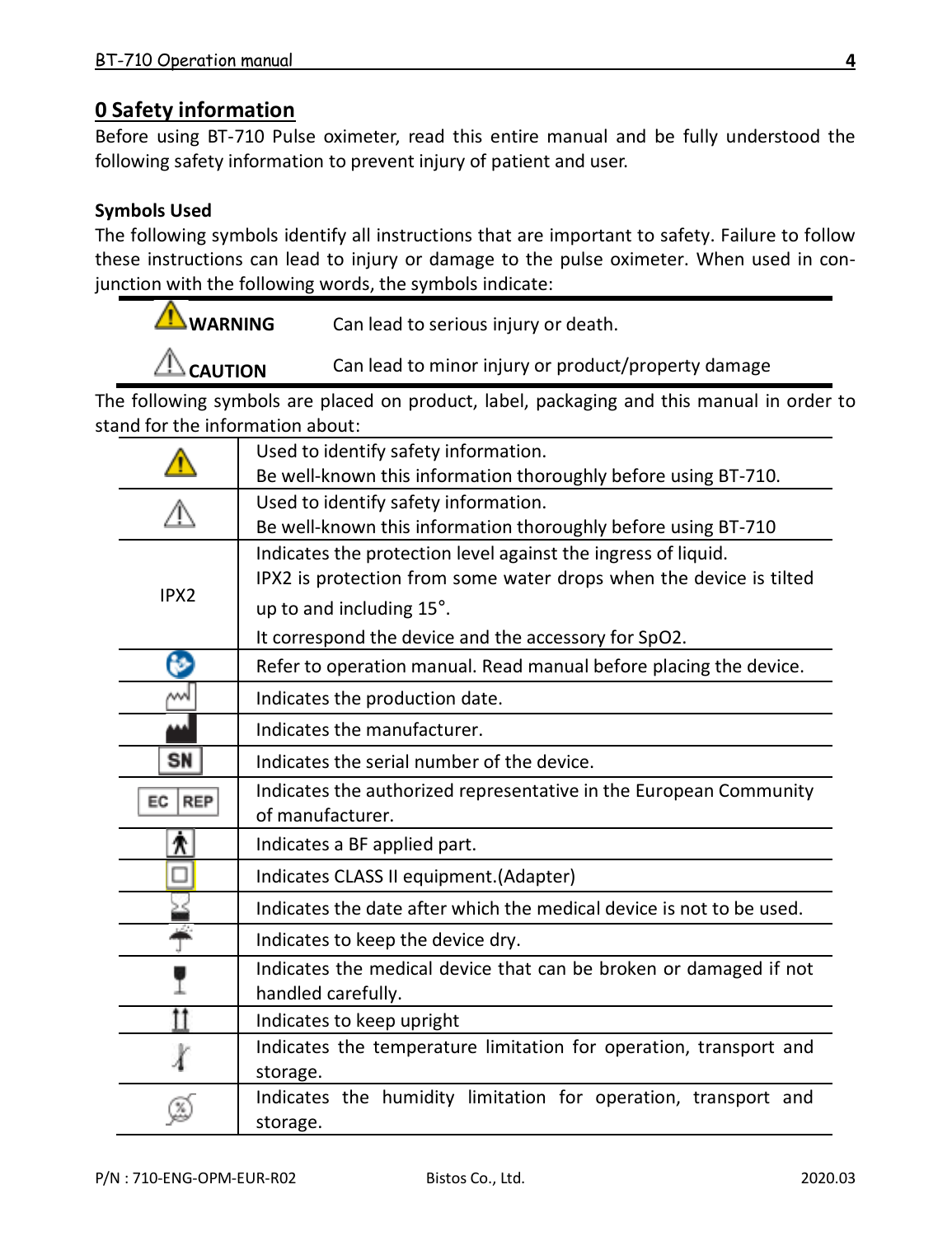# 0 Safety information

Before using BT-710 Pulse oximeter, read this entire manual and be fully understood the following safety information to prevent injury of patient and user.

### Symbols Used

The following symbols identify all instructions that are important to safety. Failure to follow these instructions can lead to injury or damage to the pulse oximeter. When used in conjunction with the following words, the symbols indicate:

| | |
|---|---|
| ⚠ **WARNING** | Can lead to serious injury or death. |
| ⚠ **CAUTION** | Can lead to minor injury or product/property damage |

The following symbols are placed on product, label, packaging and this manual in order to stand for the information about:

| | |
|---|---|
| ⚠ | Used to identify safety information.<br>Be well-known this information thoroughly before using BT-710. |
| ⚠ | Used to identify safety information.<br>Be well-known this information thoroughly before using BT-710 |
| IPX2 | Indicates the protection level against the ingress of liquid.<br>IPX2 is protection from some water drops when the device is tilted up to and including 15°.<br>It correspond the device and the accessory for SpO2. |
| | Refer to operation manual. Read manual before placing the device. |
| | Indicates the production date. |
| | Indicates the manufacturer. |
| SN | Indicates the serial number of the device. |
| EC REP | Indicates the authorized representative in the European Community of manufacturer. |
| | Indicates a BF applied part. |
| | Indicates CLASS II equipment.(Adapter) |
| | Indicates the date after which the medical device is not to be used. |
| | Indicates to keep the device dry. |
| | Indicates the medical device that can be broken or damaged if not handled carefully. |
| | Indicates to keep upright |
| | Indicates the temperature limitation for operation, transport and storage. |
| | Indicates the humidity limitation for operation, transport and storage. |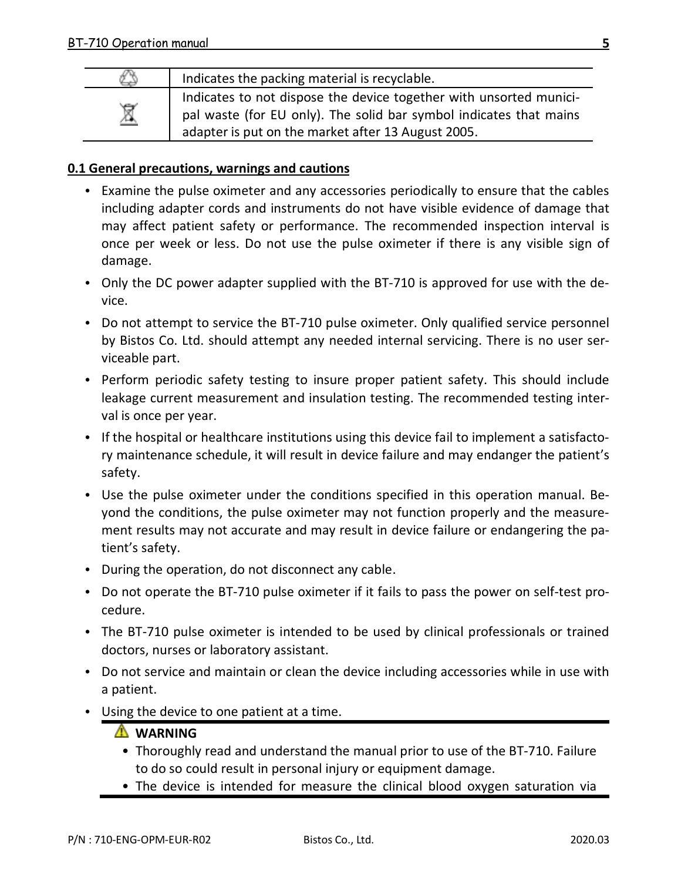| | |
|---|---|
| ♲ | Indicates the packing material is recyclable. |
| ⌧ | Indicates to not dispose the device together with unsorted municipal waste (for EU only). The solid bar symbol indicates that mains adapter is put on the market after 13 August 2005. |

**0.1 General precautions, warnings and cautions**

- Examine the pulse oximeter and any accessories periodically to ensure that the cables including adapter cords and instruments do not have visible evidence of damage that may affect patient safety or performance. The recommended inspection interval is once per week or less. Do not use the pulse oximeter if there is any visible sign of damage.
- Only the DC power adapter supplied with the BT-710 is approved for use with the device.
- Do not attempt to service the BT-710 pulse oximeter. Only qualified service personnel by Bistos Co. Ltd. should attempt any needed internal servicing. There is no user serviceable part.
- Perform periodic safety testing to insure proper patient safety. This should include leakage current measurement and insulation testing. The recommended testing interval is once per year.
- If the hospital or healthcare institutions using this device fail to implement a satisfactory maintenance schedule, it will result in device failure and may endanger the patient's safety.
- Use the pulse oximeter under the conditions specified in this operation manual. Beyond the conditions, the pulse oximeter may not function properly and the measurement results may not accurate and may result in device failure or endangering the patient's safety.
- During the operation, do not disconnect any cable.
- Do not operate the BT-710 pulse oximeter if it fails to pass the power on self-test procedure.
- The BT-710 pulse oximeter is intended to be used by clinical professionals or trained doctors, nurses or laboratory assistant.
- Do not service and maintain or clean the device including accessories while in use with a patient.
- Using the device to one patient at a time.

⚠ **WARNING**

- Thoroughly read and understand the manual prior to use of the BT-710. Failure to do so could result in personal injury or equipment damage.
- The device is intended for measure the clinical blood oxygen saturation via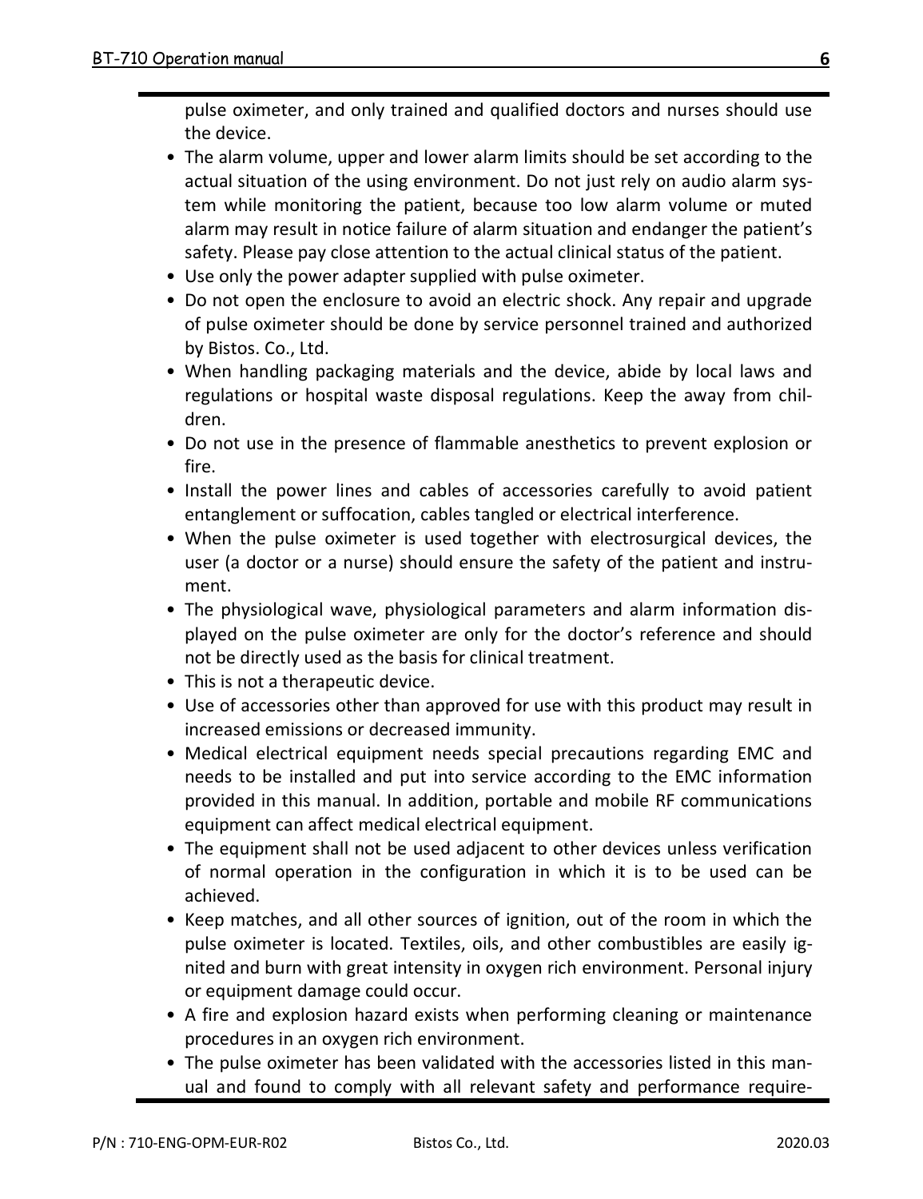pulse oximeter, and only trained and qualified doctors and nurses should use the device.

- The alarm volume, upper and lower alarm limits should be set according to the actual situation of the using environment. Do not just rely on audio alarm system while monitoring the patient, because too low alarm volume or muted alarm may result in notice failure of alarm situation and endanger the patient's safety. Please pay close attention to the actual clinical status of the patient.
- Use only the power adapter supplied with pulse oximeter.
- Do not open the enclosure to avoid an electric shock. Any repair and upgrade of pulse oximeter should be done by service personnel trained and authorized by Bistos. Co., Ltd.
- When handling packaging materials and the device, abide by local laws and regulations or hospital waste disposal regulations. Keep the away from children.
- Do not use in the presence of flammable anesthetics to prevent explosion or fire.
- Install the power lines and cables of accessories carefully to avoid patient entanglement or suffocation, cables tangled or electrical interference.
- When the pulse oximeter is used together with electrosurgical devices, the user (a doctor or a nurse) should ensure the safety of the patient and instrument.
- The physiological wave, physiological parameters and alarm information displayed on the pulse oximeter are only for the doctor's reference and should not be directly used as the basis for clinical treatment.
- This is not a therapeutic device.
- Use of accessories other than approved for use with this product may result in increased emissions or decreased immunity.
- Medical electrical equipment needs special precautions regarding EMC and needs to be installed and put into service according to the EMC information provided in this manual. In addition, portable and mobile RF communications equipment can affect medical electrical equipment.
- The equipment shall not be used adjacent to other devices unless verification of normal operation in the configuration in which it is to be used can be achieved.
- Keep matches, and all other sources of ignition, out of the room in which the pulse oximeter is located. Textiles, oils, and other combustibles are easily ignited and burn with great intensity in oxygen rich environment. Personal injury or equipment damage could occur.
- A fire and explosion hazard exists when performing cleaning or maintenance procedures in an oxygen rich environment.
- The pulse oximeter has been validated with the accessories listed in this manual and found to comply with all relevant safety and performance require-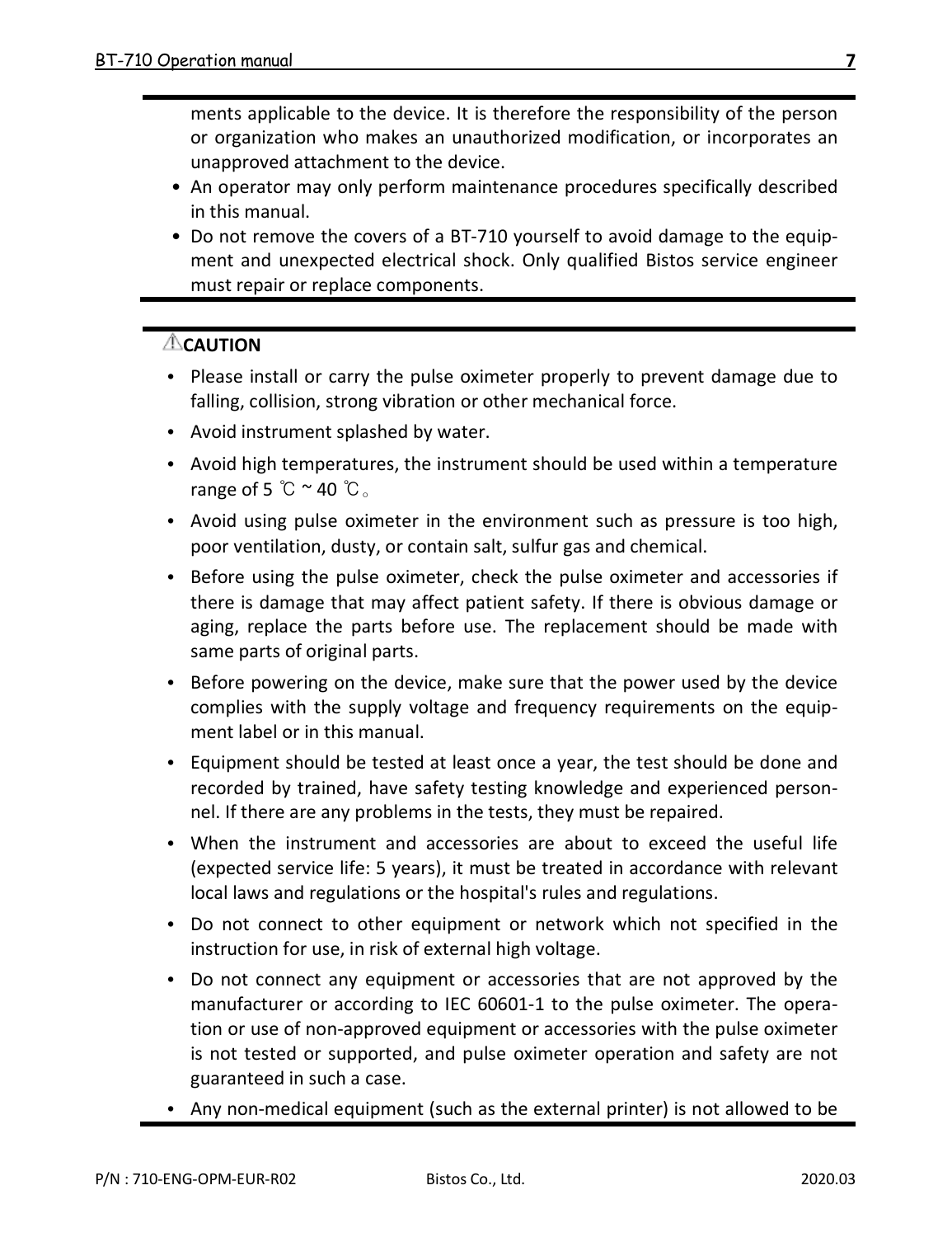ments applicable to the device. It is therefore the responsibility of the person or organization who makes an unauthorized modification, or incorporates an unapproved attachment to the device.

- An operator may only perform maintenance procedures specifically described in this manual.
- Do not remove the covers of a BT-710 yourself to avoid damage to the equipment and unexpected electrical shock. Only qualified Bistos service engineer must repair or replace components.

**⚠CAUTION**

- Please install or carry the pulse oximeter properly to prevent damage due to falling, collision, strong vibration or other mechanical force.
- Avoid instrument splashed by water.
- Avoid high temperatures, the instrument should be used within a temperature range of 5 ℃ ~ 40 ℃。
- Avoid using pulse oximeter in the environment such as pressure is too high, poor ventilation, dusty, or contain salt, sulfur gas and chemical.
- Before using the pulse oximeter, check the pulse oximeter and accessories if there is damage that may affect patient safety. If there is obvious damage or aging, replace the parts before use. The replacement should be made with same parts of original parts.
- Before powering on the device, make sure that the power used by the device complies with the supply voltage and frequency requirements on the equipment label or in this manual.
- Equipment should be tested at least once a year, the test should be done and recorded by trained, have safety testing knowledge and experienced personnel. If there are any problems in the tests, they must be repaired.
- When the instrument and accessories are about to exceed the useful life (expected service life: 5 years), it must be treated in accordance with relevant local laws and regulations or the hospital's rules and regulations.
- Do not connect to other equipment or network which not specified in the instruction for use, in risk of external high voltage.
- Do not connect any equipment or accessories that are not approved by the manufacturer or according to IEC 60601-1 to the pulse oximeter. The operation or use of non-approved equipment or accessories with the pulse oximeter is not tested or supported, and pulse oximeter operation and safety are not guaranteed in such a case.
- Any non-medical equipment (such as the external printer) is not allowed to be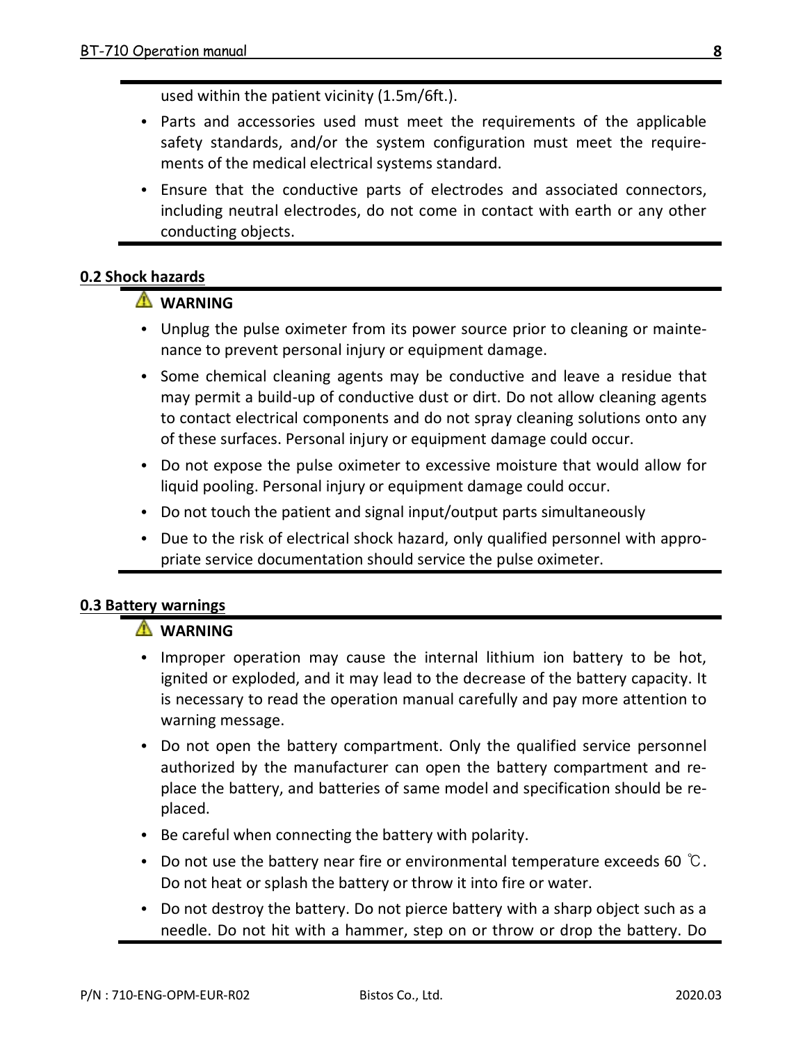used within the patient vicinity (1.5m/6ft.).

- Parts and accessories used must meet the requirements of the applicable safety standards, and/or the system configuration must meet the requirements of the medical electrical systems standard.
- Ensure that the conductive parts of electrodes and associated connectors, including neutral electrodes, do not come in contact with earth or any other conducting objects.

### 0.2 Shock hazards

⚠ **WARNING**

- Unplug the pulse oximeter from its power source prior to cleaning or maintenance to prevent personal injury or equipment damage.
- Some chemical cleaning agents may be conductive and leave a residue that may permit a build-up of conductive dust or dirt. Do not allow cleaning agents to contact electrical components and do not spray cleaning solutions onto any of these surfaces. Personal injury or equipment damage could occur.
- Do not expose the pulse oximeter to excessive moisture that would allow for liquid pooling. Personal injury or equipment damage could occur.
- Do not touch the patient and signal input/output parts simultaneously
- Due to the risk of electrical shock hazard, only qualified personnel with appropriate service documentation should service the pulse oximeter.

### 0.3 Battery warnings

⚠ **WARNING**

- Improper operation may cause the internal lithium ion battery to be hot, ignited or exploded, and it may lead to the decrease of the battery capacity. It is necessary to read the operation manual carefully and pay more attention to warning message.
- Do not open the battery compartment. Only the qualified service personnel authorized by the manufacturer can open the battery compartment and replace the battery, and batteries of same model and specification should be replaced.
- Be careful when connecting the battery with polarity.
- Do not use the battery near fire or environmental temperature exceeds 60 ℃. Do not heat or splash the battery or throw it into fire or water.
- Do not destroy the battery. Do not pierce battery with a sharp object such as a needle. Do not hit with a hammer, step on or throw or drop the battery. Do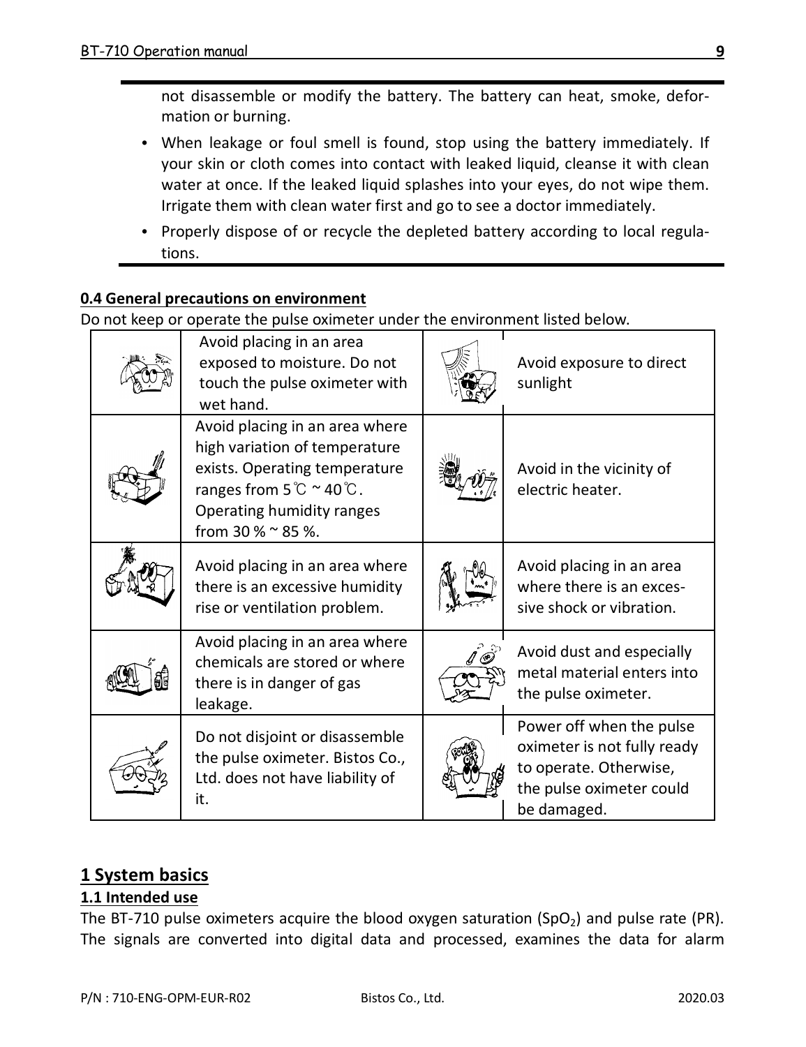not disassemble or modify the battery. The battery can heat, smoke, deformation or burning.

- When leakage or foul smell is found, stop using the battery immediately. If your skin or cloth comes into contact with leaked liquid, cleanse it with clean water at once. If the leaked liquid splashes into your eyes, do not wipe them. Irrigate them with clean water first and go to see a doctor immediately.
- Properly dispose of or recycle the depleted battery according to local regulations.

### 0.4 General precautions on environment

Do not keep or operate the pulse oximeter under the environment listed below.

| | | | |
|---|---|---|---|
| | Avoid placing in an area exposed to moisture. Do not touch the pulse oximeter with wet hand. | | Avoid exposure to direct sunlight |
| | Avoid placing in an area where high variation of temperature exists. Operating temperature ranges from 5℃ ~ 40℃. Operating humidity ranges from 30 % ~ 85 %. | | Avoid in the vicinity of electric heater. |
| | Avoid placing in an area where there is an excessive humidity rise or ventilation problem. | | Avoid placing in an area where there is an excessive shock or vibration. |
| | Avoid placing in an area where chemicals are stored or where there is in danger of gas leakage. | | Avoid dust and especially metal material enters into the pulse oximeter. |
| | Do not disjoint or disassemble the pulse oximeter. Bistos Co., Ltd. does not have liability of it. | | Power off when the pulse oximeter is not fully ready to operate. Otherwise, the pulse oximeter could be damaged. |

## 1 System basics

### 1.1 Intended use

The BT-710 pulse oximeters acquire the blood oxygen saturation ($SpO_2$) and pulse rate (PR). The signals are converted into digital data and processed, examines the data for alarm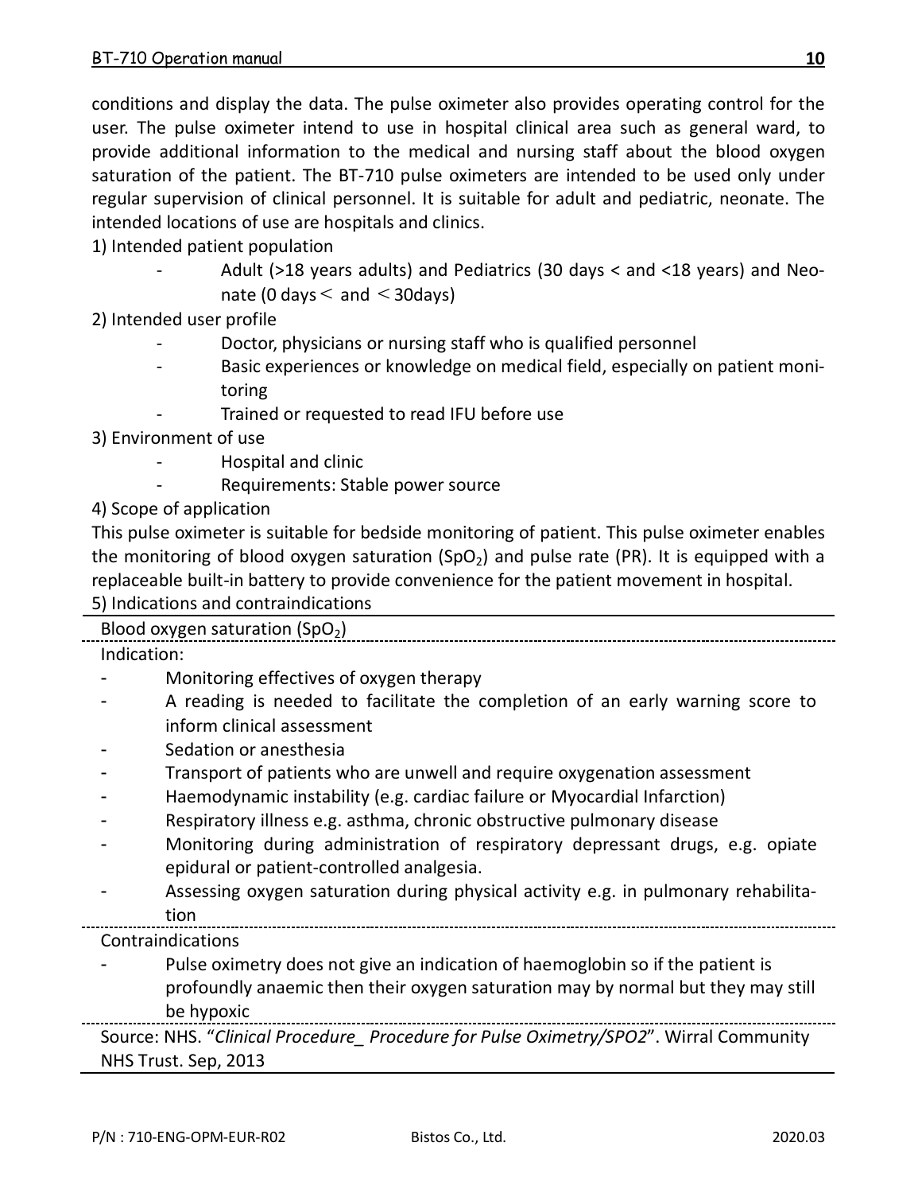conditions and display the data. The pulse oximeter also provides operating control for the user. The pulse oximeter intend to use in hospital clinical area such as general ward, to provide additional information to the medical and nursing staff about the blood oxygen saturation of the patient. The BT-710 pulse oximeters are intended to be used only under regular supervision of clinical personnel. It is suitable for adult and pediatric, neonate. The intended locations of use are hospitals and clinics.

1) Intended patient population

- Adult (>18 years adults) and Pediatrics (30 days < and <18 years) and Neonate (0 days < and < 30days)

2) Intended user profile

- Doctor, physicians or nursing staff who is qualified personnel
- Basic experiences or knowledge on medical field, especially on patient monitoring
- Trained or requested to read IFU before use

3) Environment of use

- Hospital and clinic
- Requirements: Stable power source

4) Scope of application

This pulse oximeter is suitable for bedside monitoring of patient. This pulse oximeter enables the monitoring of blood oxygen saturation ($SpO_2$) and pulse rate (PR). It is equipped with a replaceable built-in battery to provide convenience for the patient movement in hospital.

5) Indications and contraindications

| Blood oxygen saturation ($SpO_2$) |
|---|
| Indication:<br>- Monitoring effectives of oxygen therapy<br>- A reading is needed to facilitate the completion of an early warning score to inform clinical assessment<br>- Sedation or anesthesia<br>- Transport of patients who are unwell and require oxygenation assessment<br>- Haemodynamic instability (e.g. cardiac failure or Myocardial Infarction)<br>- Respiratory illness e.g. asthma, chronic obstructive pulmonary disease<br>- Monitoring during administration of respiratory depressant drugs, e.g. opiate epidural or patient-controlled analgesia.<br>- Assessing oxygen saturation during physical activity e.g. in pulmonary rehabilitation |
| Contraindications<br>- Pulse oximetry does not give an indication of haemoglobin so if the patient is profoundly anaemic then their oxygen saturation may by normal but they may still be hypoxic |
| Source: NHS. "*Clinical Procedure_ Procedure for Pulse Oximetry/SPO2*". Wirral Community NHS Trust. Sep, 2013 |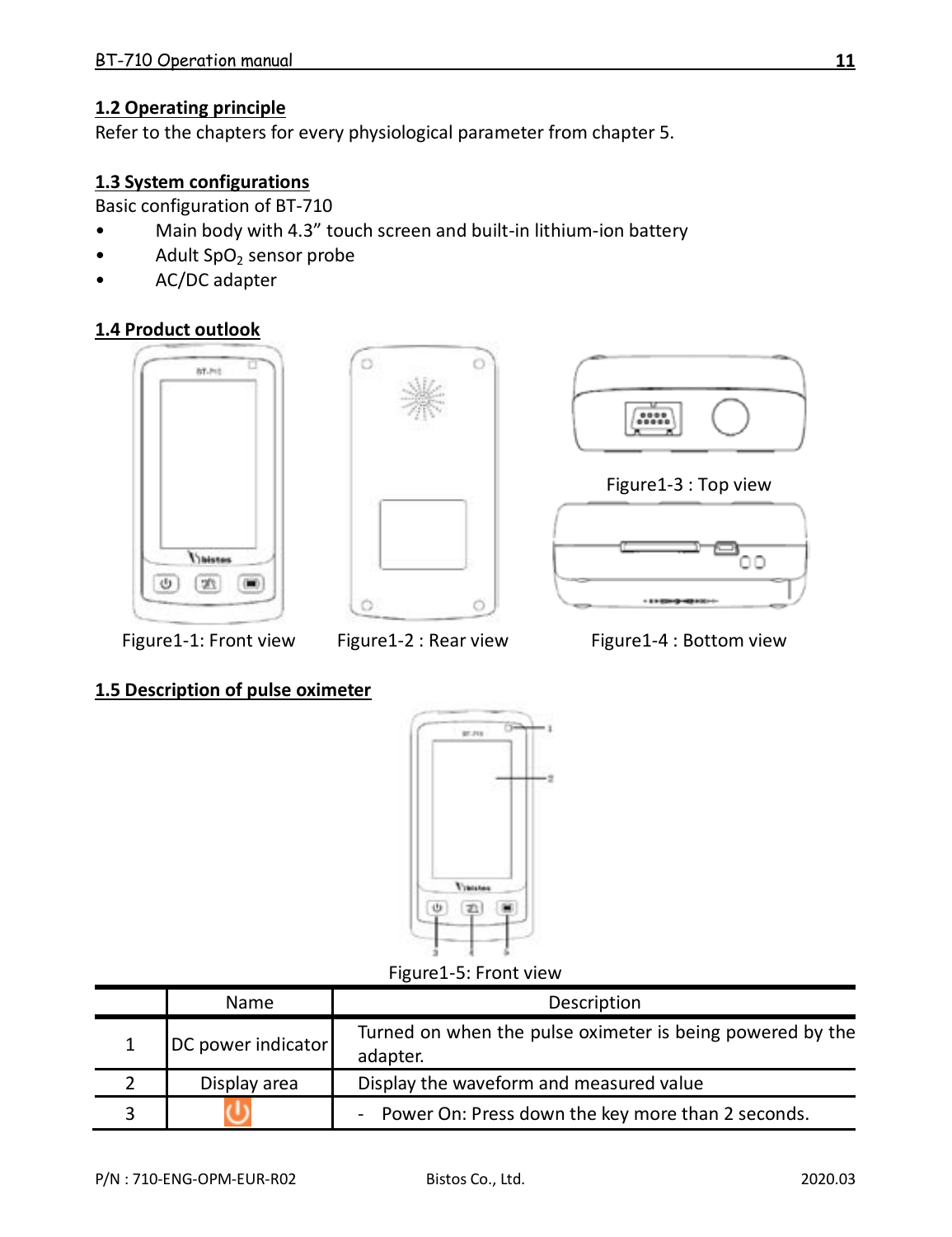## 1.2 Operating principle

Refer to the chapters for every physiological parameter from chapter 5.

## 1.3 System configurations

Basic configuration of BT-710

- Main body with 4.3" touch screen and built-in lithium-ion battery
- Adult $SpO_2$ sensor probe
- AC/DC adapter

## 1.4 Product outlook

Figure1-1: Front view

Figure1-2 : Rear view

Figure1-3 : Top view

Figure1-4 : Bottom view

## 1.5 Description of pulse oximeter

Figure1-5: Front view

| | Name | Description |
|---|---|---|
| 1 | DC power indicator | Turned on when the pulse oximeter is being powered by the adapter. |
| 2 | Display area | Display the waveform and measured value |
| 3 | | - Power On: Press down the key more than 2 seconds. |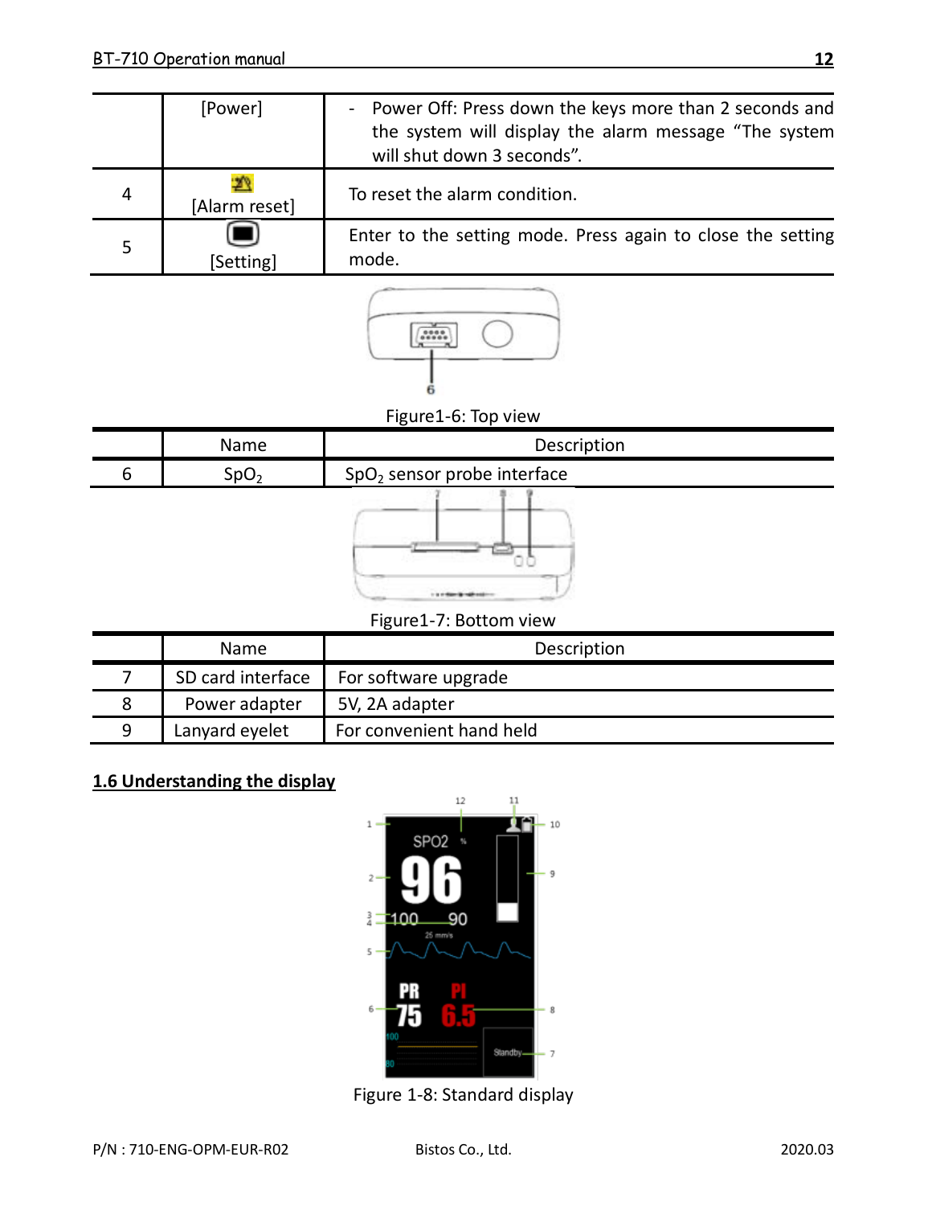| | | |
|---|---|---|
| | [Power] | - Power Off: Press down the keys more than 2 seconds and the system will display the alarm message “The system will shut down 3 seconds”. |
| 4 | [Alarm reset] | To reset the alarm condition. |
| 5 | [Setting] | Enter to the setting mode. Press again to close the setting mode. |

Figure1-6: Top view

| | Name | Description |
|---|---|---|
| 6 | $SpO_2$ | $SpO_2$ sensor probe interface |

Figure1-7: Bottom view

| | Name | Description |
|---|---|---|
| 7 | SD card interface | For software upgrade |
| 8 | Power adapter | 5V, 2A adapter |
| 9 | Lanyard eyelet | For convenient hand held |

## 1.6 Understanding the display

Figure 1-8: Standard display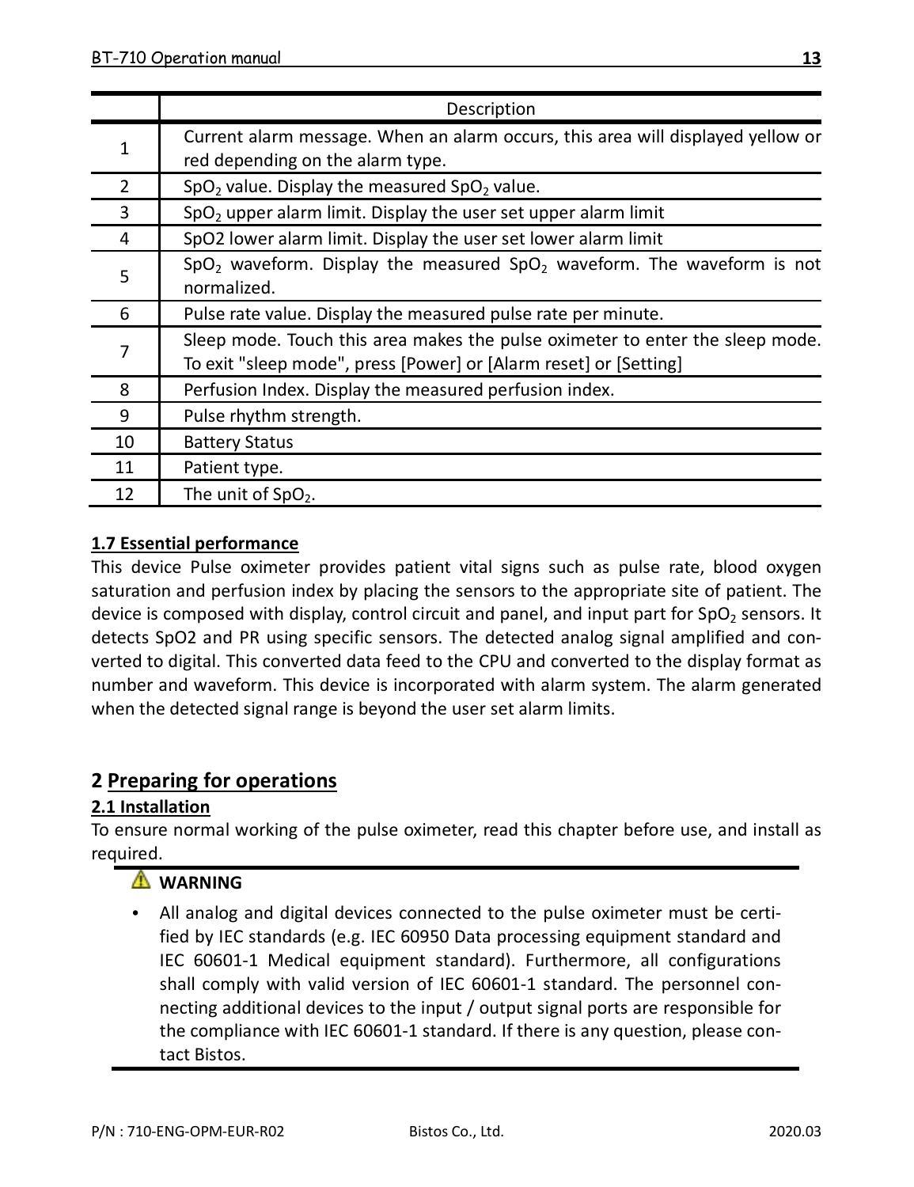| | Description |
|---|---|
| 1 | Current alarm message. When an alarm occurs, this area will displayed yellow or red depending on the alarm type. |
| 2 | $SpO_2$ value. Display the measured $SpO_2$ value. |
| 3 | $SpO_2$ upper alarm limit. Display the user set upper alarm limit |
| 4 | SpO2 lower alarm limit. Display the user set lower alarm limit |
| 5 | $SpO_2$ waveform. Display the measured $SpO_2$ waveform. The waveform is not normalized. |
| 6 | Pulse rate value. Display the measured pulse rate per minute. |
| 7 | Sleep mode. Touch this area makes the pulse oximeter to enter the sleep mode. To exit "sleep mode", press [Power] or [Alarm reset] or [Setting] |
| 8 | Perfusion Index. Display the measured perfusion index. |
| 9 | Pulse rhythm strength. |
| 10 | Battery Status |
| 11 | Patient type. |
| 12 | The unit of $SpO_2$. |

### 1.7 Essential performance

This device Pulse oximeter provides patient vital signs such as pulse rate, blood oxygen saturation and perfusion index by placing the sensors to the appropriate site of patient. The device is composed with display, control circuit and panel, and input part for $SpO_2$ sensors. It detects SpO2 and PR using specific sensors. The detected analog signal amplified and converted to digital. This converted data feed to the CPU and converted to the display format as number and waveform. This device is incorporated with alarm system. The alarm generated when the detected signal range is beyond the user set alarm limits.

## 2 Preparing for operations

### 2.1 Installation

To ensure normal working of the pulse oximeter, read this chapter before use, and install as required.

**⚠ WARNING**

- All analog and digital devices connected to the pulse oximeter must be certified by IEC standards (e.g. IEC 60950 Data processing equipment standard and IEC 60601-1 Medical equipment standard). Furthermore, all configurations shall comply with valid version of IEC 60601-1 standard. The personnel connecting additional devices to the input / output signal ports are responsible for the compliance with IEC 60601-1 standard. If there is any question, please contact Bistos.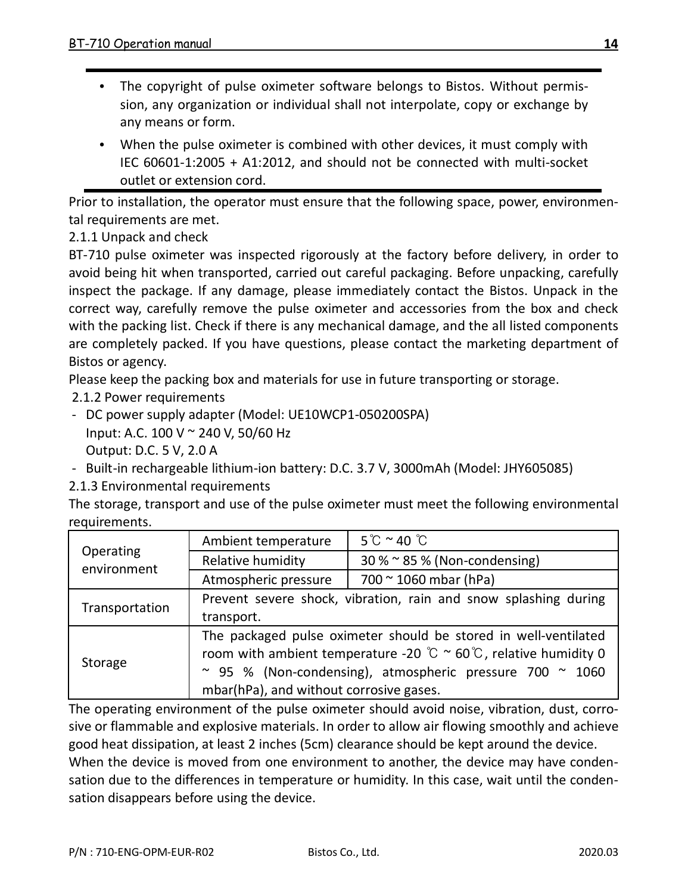- The copyright of pulse oximeter software belongs to Bistos. Without permission, any organization or individual shall not interpolate, copy or exchange by any means or form.
- When the pulse oximeter is combined with other devices, it must comply with IEC 60601-1:2005 + A1:2012, and should not be connected with multi-socket outlet or extension cord.

Prior to installation, the operator must ensure that the following space, power, environmental requirements are met.

2.1.1 Unpack and check

BT-710 pulse oximeter was inspected rigorously at the factory before delivery, in order to avoid being hit when transported, carried out careful packaging. Before unpacking, carefully inspect the package. If any damage, please immediately contact the Bistos. Unpack in the correct way, carefully remove the pulse oximeter and accessories from the box and check with the packing list. Check if there is any mechanical damage, and the all listed components are completely packed. If you have questions, please contact the marketing department of Bistos or agency.

Please keep the packing box and materials for use in future transporting or storage.

2.1.2 Power requirements

- DC power supply adapter (Model: UE10WCP1-050200SPA)
  Input: A.C. 100 V ~ 240 V, 50/60 Hz
  Output: D.C. 5 V, 2.0 A
- Built-in rechargeable lithium-ion battery: D.C. 3.7 V, 3000mAh (Model: JHY605085)

2.1.3 Environmental requirements

The storage, transport and use of the pulse oximeter must meet the following environmental requirements.

| | | |
|---|---|---|
| Operating environment | Ambient temperature | 5℃ ~ 40 ℃ |
| | Relative humidity | 30 % ~ 85 % (Non-condensing) |
| | Atmospheric pressure | 700 ~ 1060 mbar (hPa) |
| Transportation | Prevent severe shock, vibration, rain and snow splashing during transport. | |
| Storage | The packaged pulse oximeter should be stored in well-ventilated room with ambient temperature -20 ℃ ~ 60℃, relative humidity 0 ~ 95 % (Non-condensing), atmospheric pressure 700 ~ 1060 mbar(hPa), and without corrosive gases. | |

The operating environment of the pulse oximeter should avoid noise, vibration, dust, corrosive or flammable and explosive materials. In order to allow air flowing smoothly and achieve good heat dissipation, at least 2 inches (5cm) clearance should be kept around the device.

When the device is moved from one environment to another, the device may have condensation due to the differences in temperature or humidity. In this case, wait until the condensation disappears before using the device.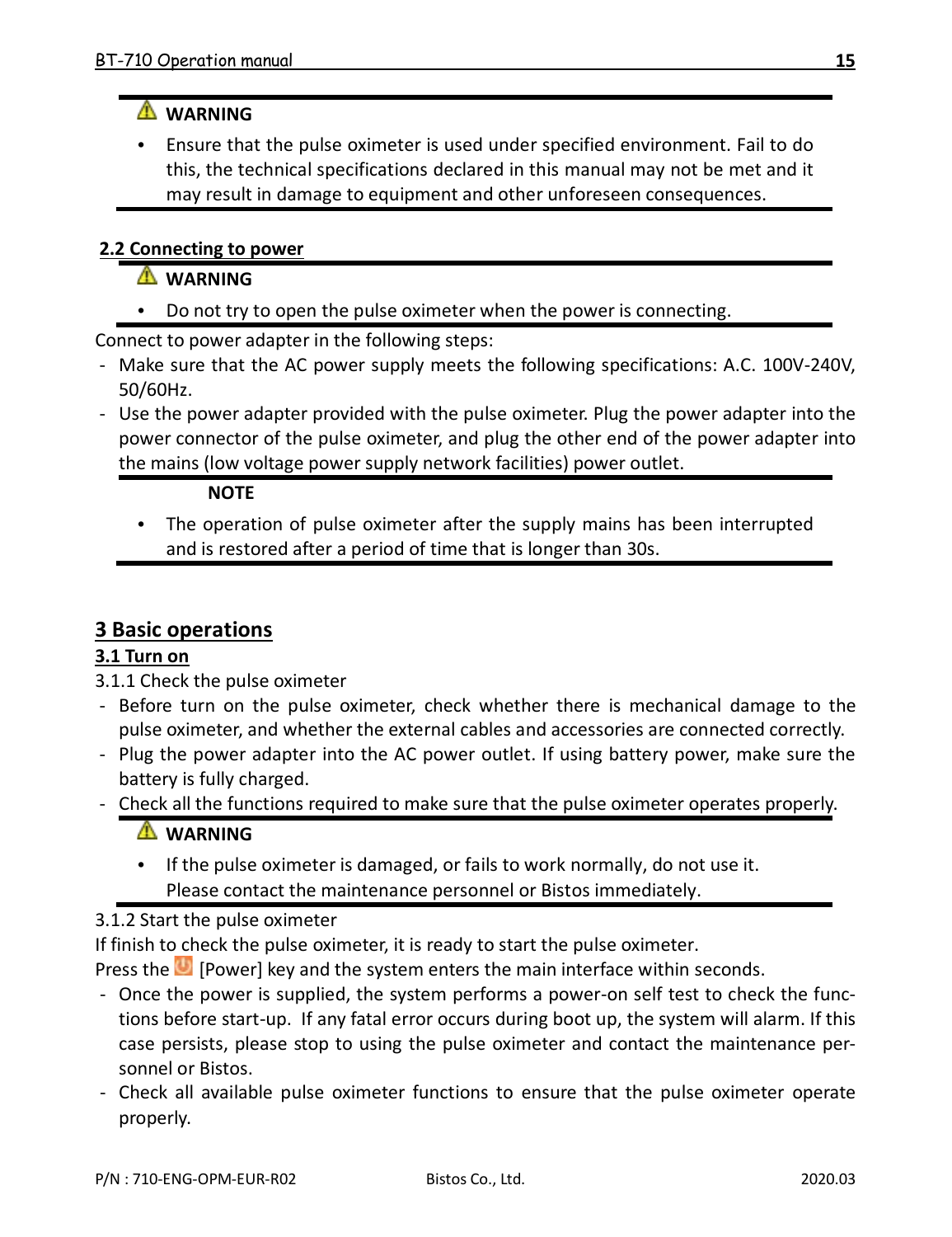**⚠ WARNING**

- Ensure that the pulse oximeter is used under specified environment. Fail to do this, the technical specifications declared in this manual may not be met and it may result in damage to equipment and other unforeseen consequences.

### 2.2 Connecting to power

**⚠ WARNING**

- Do not try to open the pulse oximeter when the power is connecting.

Connect to power adapter in the following steps:

- Make sure that the AC power supply meets the following specifications: A.C. 100V-240V, 50/60Hz.
- Use the power adapter provided with the pulse oximeter. Plug the power adapter into the power connector of the pulse oximeter, and plug the other end of the power adapter into the mains (low voltage power supply network facilities) power outlet.

**NOTE**

- The operation of pulse oximeter after the supply mains has been interrupted and is restored after a period of time that is longer than 30s.

## 3 Basic operations

### 3.1 Turn on

3.1.1 Check the pulse oximeter

- Before turn on the pulse oximeter, check whether there is mechanical damage to the pulse oximeter, and whether the external cables and accessories are connected correctly.
- Plug the power adapter into the AC power outlet. If using battery power, make sure the battery is fully charged.
- Check all the functions required to make sure that the pulse oximeter operates properly.

**⚠ WARNING**

- If the pulse oximeter is damaged, or fails to work normally, do not use it. Please contact the maintenance personnel or Bistos immediately.

3.1.2 Start the pulse oximeter

If finish to check the pulse oximeter, it is ready to start the pulse oximeter.

Press the [Power] key and the system enters the main interface within seconds.

- Once the power is supplied, the system performs a power-on self test to check the functions before start-up. If any fatal error occurs during boot up, the system will alarm. If this case persists, please stop to using the pulse oximeter and contact the maintenance personnel or Bistos.
- Check all available pulse oximeter functions to ensure that the pulse oximeter operate properly.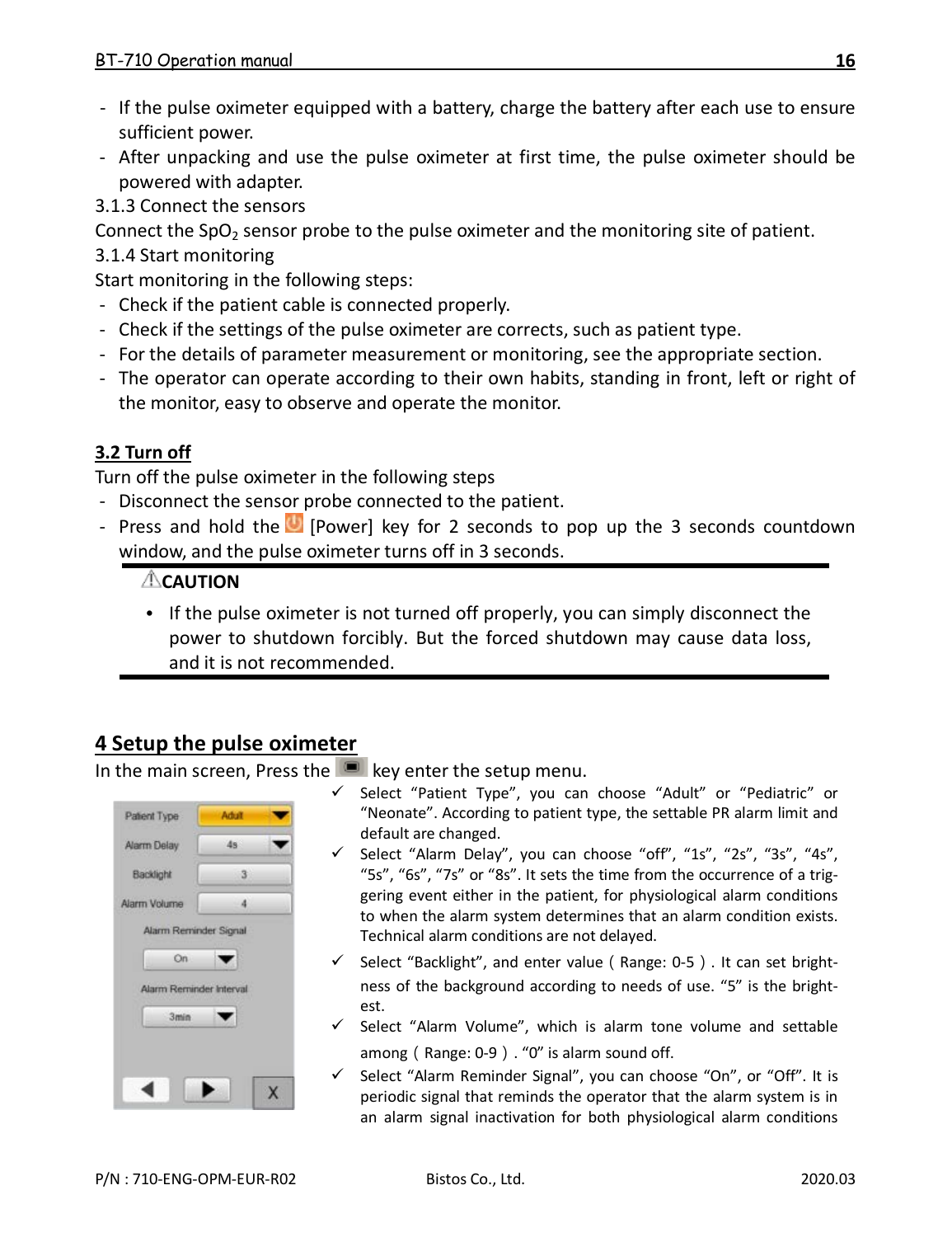- If the pulse oximeter equipped with a battery, charge the battery after each use to ensure sufficient power.
- After unpacking and use the pulse oximeter at first time, the pulse oximeter should be powered with adapter.

3.1.3 Connect the sensors

Connect the $SpO_2$ sensor probe to the pulse oximeter and the monitoring site of patient.

3.1.4 Start monitoring

Start monitoring in the following steps:

- Check if the patient cable is connected properly.
- Check if the settings of the pulse oximeter are corrects, such as patient type.
- For the details of parameter measurement or monitoring, see the appropriate section.
- The operator can operate according to their own habits, standing in front, left or right of the monitor, easy to observe and operate the monitor.

**3.2 Turn off**

Turn off the pulse oximeter in the following steps

- Disconnect the sensor probe connected to the patient.
- Press and hold the [Power] key for 2 seconds to pop up the 3 seconds countdown window, and the pulse oximeter turns off in 3 seconds.

⚠**CAUTION**

- If the pulse oximeter is not turned off properly, you can simply disconnect the power to shutdown forcibly. But the forced shutdown may cause data loss, and it is not recommended.

## 4 Setup the pulse oximeter

In the main screen, Press the key enter the setup menu.

Patient Type: Adult
Alarm Delay: 4s
Backlight: 3
Alarm Volume: 4
Alarm Reminder Signal: On
Alarm Reminder Interval: 3min

- ✓ Select "Patient Type", you can choose "Adult" or "Pediatric" or "Neonate". According to patient type, the settable PR alarm limit and default are changed.
- ✓ Select "Alarm Delay", you can choose "off", "1s", "2s", "3s", "4s", "5s", "6s", "7s" or "8s". It sets the time from the occurrence of a triggering event either in the patient, for physiological alarm conditions to when the alarm system determines that an alarm condition exists. Technical alarm conditions are not delayed.
- ✓ Select "Backlight", and enter value（Range: 0-5）. It can set brightness of the background according to needs of use. "5" is the brightest.
- ✓ Select "Alarm Volume", which is alarm tone volume and settable among（Range: 0-9）. "0" is alarm sound off.
- ✓ Select "Alarm Reminder Signal", you can choose "On", or "Off". It is periodic signal that reminds the operator that the alarm system is in an alarm signal inactivation for both physiological alarm conditions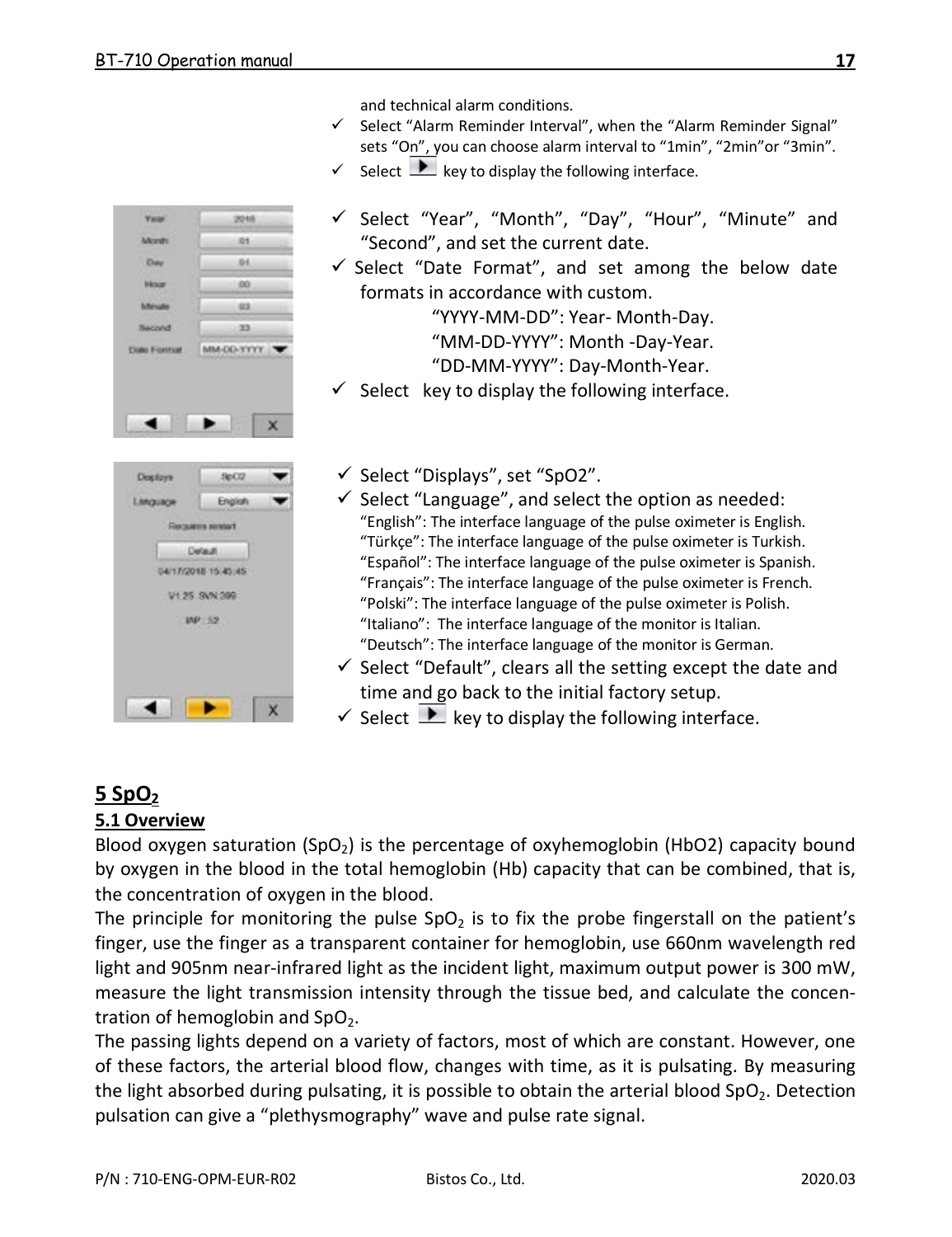and technical alarm conditions.

- ✓ Select “Alarm Reminder Interval”, when the “Alarm Reminder Signal” sets “On”, you can choose alarm interval to “1min”, “2min”or “3min”.
- ✓ Select ▶ key to display the following interface.

Year 2016
Month 01
Day 01
Hour 00
Minute 03
Second 33
Date Format MM-DD-YYYY

- ✓ Select “Year”, “Month”, “Day”, “Hour”, “Minute” and “Second”, and set the current date.
- ✓ Select “Date Format”, and set among the below date formats in accordance with custom.

  “YYYY-MM-DD”: Year- Month-Day.

  “MM-DD-YYYY”: Month -Day-Year.

  “DD-MM-YYYY”: Day-Month-Year.
- ✓ Select key to display the following interface.

Displays SpO2
Language English
Requires restart
Default
04/17/2018 15:45:45
V1.25 SVN 399
INP : 52

- ✓ Select “Displays”, set “SpO2”.
- ✓ Select “Language”, and select the option as needed:

  “English”: The interface language of the pulse oximeter is English.

  “Türkçe”: The interface language of the pulse oximeter is Turkish.

  “Español”: The interface language of the pulse oximeter is Spanish.

  “Français”: The interface language of the pulse oximeter is French.

  “Polski”: The interface language of the pulse oximeter is Polish.

  “Italiano”: The interface language of the monitor is Italian.

  “Deutsch”: The interface language of the monitor is German.
- ✓ Select “Default”, clears all the setting except the date and time and go back to the initial factory setup.
- ✓ Select ▶ key to display the following interface.

# 5 $SpO_2$

## 5.1 Overview

Blood oxygen saturation ($SpO_2$) is the percentage of oxyhemoglobin (HbO2) capacity bound by oxygen in the blood in the total hemoglobin (Hb) capacity that can be combined, that is, the concentration of oxygen in the blood.

The principle for monitoring the pulse $SpO_2$ is to fix the probe fingerstall on the patient's finger, use the finger as a transparent container for hemoglobin, use 660nm wavelength red light and 905nm near-infrared light as the incident light, maximum output power is 300 mW, measure the light transmission intensity through the tissue bed, and calculate the concentration of hemoglobin and $SpO_2$.

The passing lights depend on a variety of factors, most of which are constant. However, one of these factors, the arterial blood flow, changes with time, as it is pulsating. By measuring the light absorbed during pulsating, it is possible to obtain the arterial blood $SpO_2$. Detection pulsation can give a “plethysmography” wave and pulse rate signal.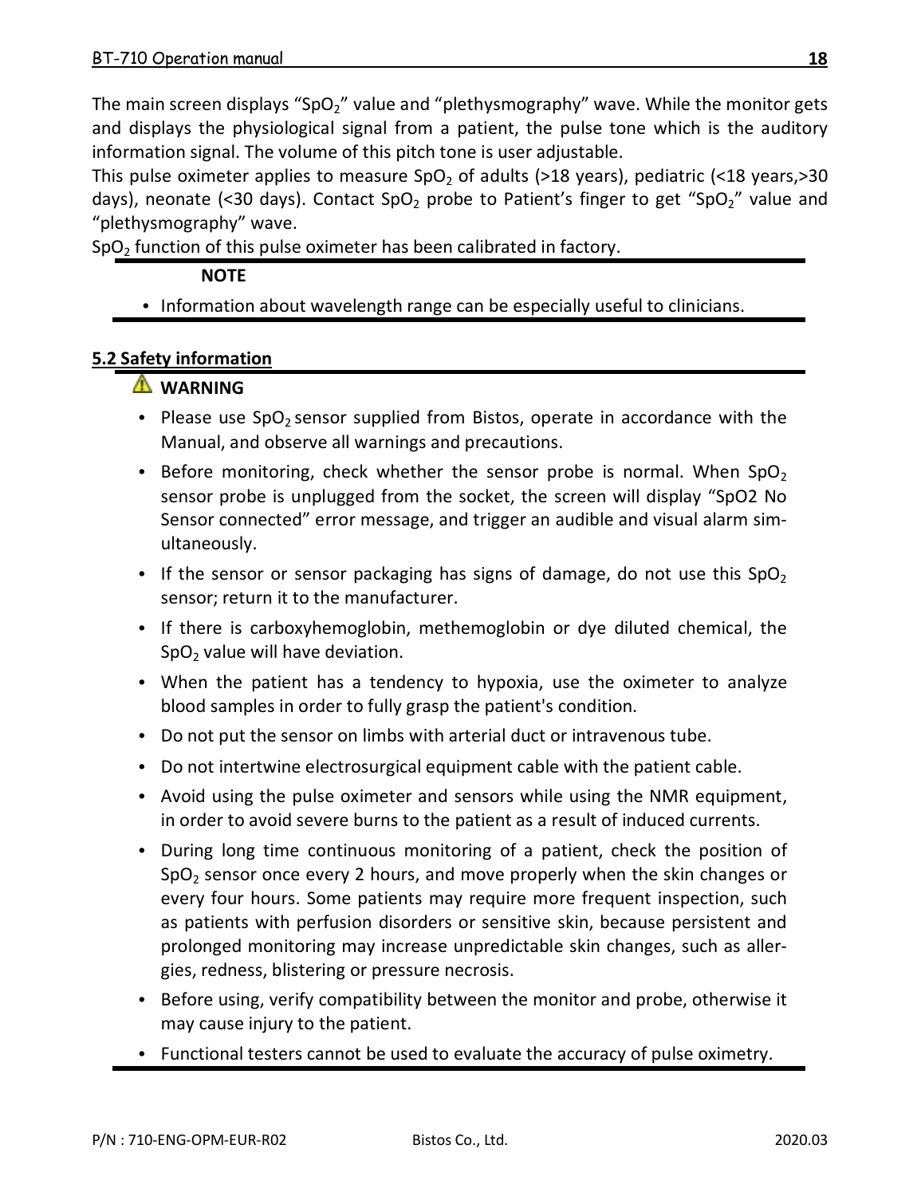The main screen displays "$SpO_2$" value and "plethysmography" wave. While the monitor gets and displays the physiological signal from a patient, the pulse tone which is the auditory information signal. The volume of this pitch tone is user adjustable.

This pulse oximeter applies to measure $SpO_2$ of adults (>18 years), pediatric (<18 years,>30 days), neonate (<30 days). Contact $SpO_2$ probe to Patient's finger to get "$SpO_2$" value and "plethysmography" wave.

$SpO_2$ function of this pulse oximeter has been calibrated in factory.

**NOTE**

- Information about wavelength range can be especially useful to clinicians.

## 5.2 Safety information

⚠ **WARNING**

- Please use $SpO_2$ sensor supplied from Bistos, operate in accordance with the Manual, and observe all warnings and precautions.
- Before monitoring, check whether the sensor probe is normal. When $SpO_2$ sensor probe is unplugged from the socket, the screen will display "SpO2 No Sensor connected" error message, and trigger an audible and visual alarm simultaneously.
- If the sensor or sensor packaging has signs of damage, do not use this $SpO_2$ sensor; return it to the manufacturer.
- If there is carboxyhemoglobin, methemoglobin or dye diluted chemical, the $SpO_2$ value will have deviation.
- When the patient has a tendency to hypoxia, use the oximeter to analyze blood samples in order to fully grasp the patient's condition.
- Do not put the sensor on limbs with arterial duct or intravenous tube.
- Do not intertwine electrosurgical equipment cable with the patient cable.
- Avoid using the pulse oximeter and sensors while using the NMR equipment, in order to avoid severe burns to the patient as a result of induced currents.
- During long time continuous monitoring of a patient, check the position of $SpO_2$ sensor once every 2 hours, and move properly when the skin changes or every four hours. Some patients may require more frequent inspection, such as patients with perfusion disorders or sensitive skin, because persistent and prolonged monitoring may increase unpredictable skin changes, such as allergies, redness, blistering or pressure necrosis.
- Before using, verify compatibility between the monitor and probe, otherwise it may cause injury to the patient.
- Functional testers cannot be used to evaluate the accuracy of pulse oximetry.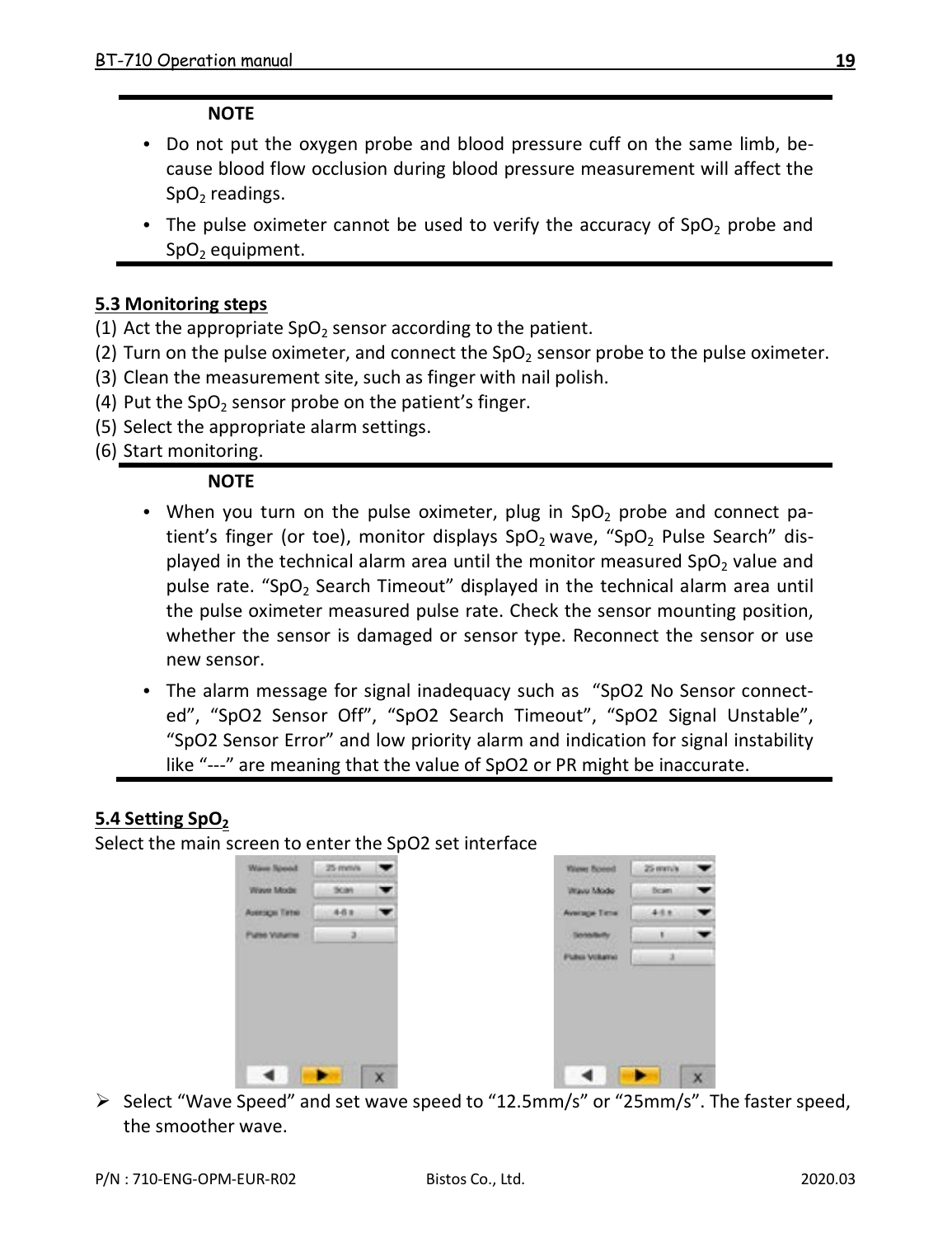**NOTE**

- Do not put the oxygen probe and blood pressure cuff on the same limb, because blood flow occlusion during blood pressure measurement will affect the $SpO_2$ readings.
- The pulse oximeter cannot be used to verify the accuracy of $SpO_2$ probe and $SpO_2$ equipment.

## 5.3 Monitoring steps

(1) Act the appropriate $SpO_2$ sensor according to the patient.
(2) Turn on the pulse oximeter, and connect the $SpO_2$ sensor probe to the pulse oximeter.
(3) Clean the measurement site, such as finger with nail polish.
(4) Put the $SpO_2$ sensor probe on the patient's finger.
(5) Select the appropriate alarm settings.
(6) Start monitoring.

**NOTE**

- When you turn on the pulse oximeter, plug in $SpO_2$ probe and connect patient's finger (or toe), monitor displays $SpO_2$ wave, "$SpO_2$ Pulse Search" displayed in the technical alarm area until the monitor measured $SpO_2$ value and pulse rate. "$SpO_2$ Search Timeout" displayed in the technical alarm area until the pulse oximeter measured pulse rate. Check the sensor mounting position, whether the sensor is damaged or sensor type. Reconnect the sensor or use new sensor.
- The alarm message for signal inadequacy such as "SpO2 No Sensor connected", "SpO2 Sensor Off", "SpO2 Search Timeout", "SpO2 Signal Unstable", "SpO2 Sensor Error" and low priority alarm and indication for signal instability like "---" are meaning that the value of SpO2 or PR might be inaccurate.

## 5.4 Setting $SpO_2$

Select the main screen to enter the SpO2 set interface

Wave Speed 25 mm/s
Wave Mode Scan
Average Time 4-6 s
Pulse Volume 3

Wave Speed 25 mm/s
Wave Mode Scan
Average Time 4-6 s
Sensitivity 1
Pulse Volume 3

- Select "Wave Speed" and set wave speed to "12.5mm/s" or "25mm/s". The faster speed, the smoother wave.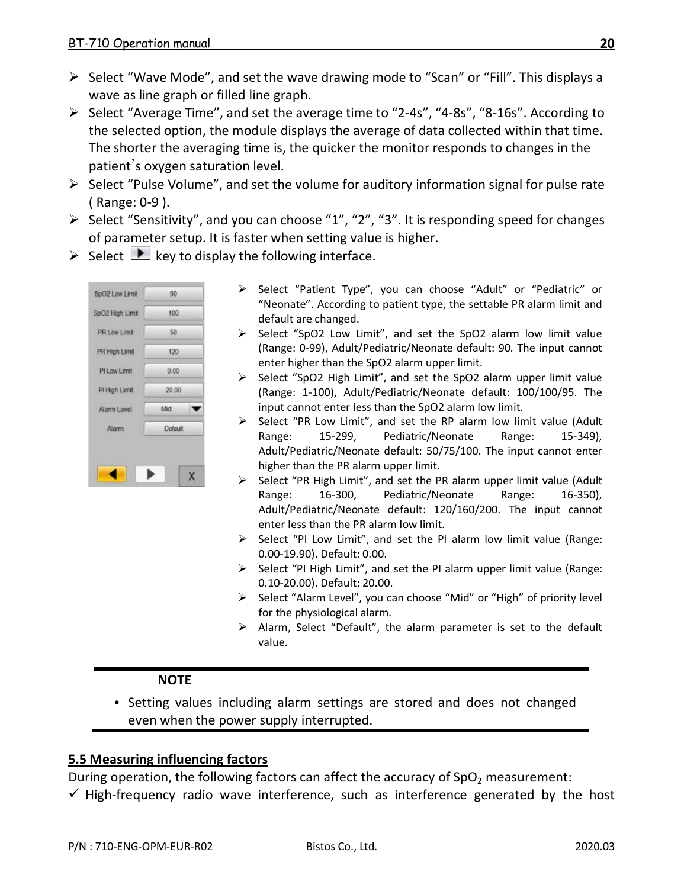- Select “Wave Mode”, and set the wave drawing mode to “Scan” or “Fill”. This displays a wave as line graph or filled line graph.
- Select “Average Time”, and set the average time to “2-4s”, “4-8s”, “8-16s”. According to the selected option, the module displays the average of data collected within that time. The shorter the averaging time is, the quicker the monitor responds to changes in the patient's oxygen saturation level.
- Select “Pulse Volume”, and set the volume for auditory information signal for pulse rate ( Range: 0-9 ).
- Select “Sensitivity”, and you can choose “1”, “2”, “3”. It is responding speed for changes of parameter setup. It is faster when setting value is higher.
- Select ▶ key to display the following interface.

| | |
|---|---|
| SpO2 Low Limit | 90 |
| SpO2 High Limit | 100 |
| PR Low Limit | 50 |
| PR High Limit | 120 |
| PI Low Limit | 0.00 |
| PI High Limit | 20.00 |
| Alarm Level | Mid |
| Alarm | Default |

- Select “Patient Type”, you can choose “Adult” or “Pediatric” or “Neonate”. According to patient type, the settable PR alarm limit and default are changed.
- Select “SpO2 Low Limit”, and set the SpO2 alarm low limit value (Range: 0-99), Adult/Pediatric/Neonate default: 90. The input cannot enter higher than the SpO2 alarm upper limit.
- Select “SpO2 High Limit”, and set the SpO2 alarm upper limit value (Range: 1-100), Adult/Pediatric/Neonate default: 100/100/95. The input cannot enter less than the SpO2 alarm low limit.
- Select “PR Low Limit”, and set the RP alarm low limit value (Adult Range: 15-299, Pediatric/Neonate Range: 15-349), Adult/Pediatric/Neonate default: 50/75/100. The input cannot enter higher than the PR alarm upper limit.
- Select “PR High Limit”, and set the PR alarm upper limit value (Adult Range: 16-300, Pediatric/Neonate Range: 16-350), Adult/Pediatric/Neonate default: 120/160/200. The input cannot enter less than the PR alarm low limit.
- Select “PI Low Limit”, and set the PI alarm low limit value (Range: 0.00-19.90). Default: 0.00.
- Select “PI High Limit”, and set the PI alarm upper limit value (Range: 0.10-20.00). Default: 20.00.
- Select “Alarm Level”, you can choose “Mid” or “High” of priority level for the physiological alarm.
- Alarm, Select “Default”, the alarm parameter is set to the default value.

**NOTE**

- Setting values including alarm settings are stored and does not changed even when the power supply interrupted.

## 5.5 Measuring influencing factors

During operation, the following factors can affect the accuracy of $SpO_2$ measurement:

- ✓ High-frequency radio wave interference, such as interference generated by the host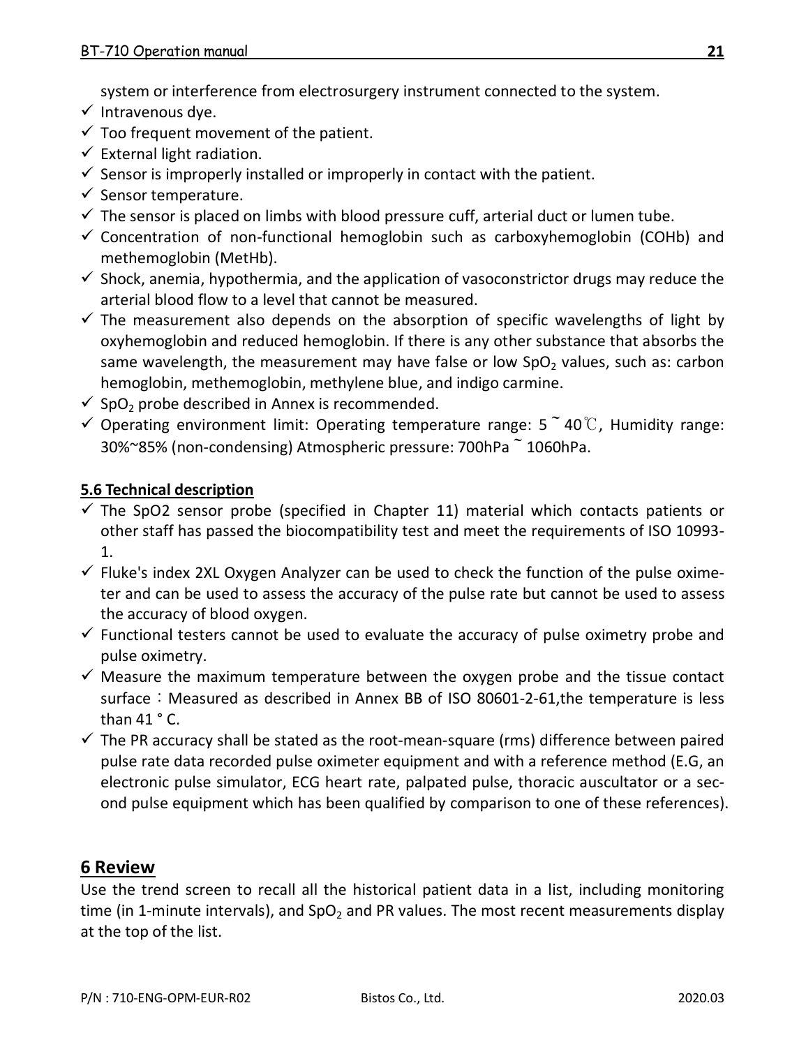system or interference from electrosurgery instrument connected to the system.

- ✓ Intravenous dye.
- ✓ Too frequent movement of the patient.
- ✓ External light radiation.
- ✓ Sensor is improperly installed or improperly in contact with the patient.
- ✓ Sensor temperature.
- ✓ The sensor is placed on limbs with blood pressure cuff, arterial duct or lumen tube.
- ✓ Concentration of non-functional hemoglobin such as carboxyhemoglobin (COHb) and methemoglobin (MetHb).
- ✓ Shock, anemia, hypothermia, and the application of vasoconstrictor drugs may reduce the arterial blood flow to a level that cannot be measured.
- ✓ The measurement also depends on the absorption of specific wavelengths of light by oxyhemoglobin and reduced hemoglobin. If there is any other substance that absorbs the same wavelength, the measurement may have false or low $SpO_2$ values, such as: carbon hemoglobin, methemoglobin, methylene blue, and indigo carmine.
- ✓ $SpO_2$ probe described in Annex is recommended.
- ✓ Operating environment limit: Operating temperature range: 5 ~ 40℃, Humidity range: 30%~85% (non-condensing) Atmospheric pressure: 700hPa ~ 1060hPa.

### 5.6 Technical description

- ✓ The SpO2 sensor probe (specified in Chapter 11) material which contacts patients or other staff has passed the biocompatibility test and meet the requirements of ISO 10993-1.
- ✓ Fluke's index 2XL Oxygen Analyzer can be used to check the function of the pulse oximeter and can be used to assess the accuracy of the pulse rate but cannot be used to assess the accuracy of blood oxygen.
- ✓ Functional testers cannot be used to evaluate the accuracy of pulse oximetry probe and pulse oximetry.
- ✓ Measure the maximum temperature between the oxygen probe and the tissue contact surface：Measured as described in Annex BB of ISO 80601-2-61,the temperature is less than 41 ° C.
- ✓ The PR accuracy shall be stated as the root-mean-square (rms) difference between paired pulse rate data recorded pulse oximeter equipment and with a reference method (E.G, an electronic pulse simulator, ECG heart rate, palpated pulse, thoracic auscultator or a second pulse equipment which has been qualified by comparison to one of these references).

## 6 Review

Use the trend screen to recall all the historical patient data in a list, including monitoring time (in 1-minute intervals), and $SpO_2$ and PR values. The most recent measurements display at the top of the list.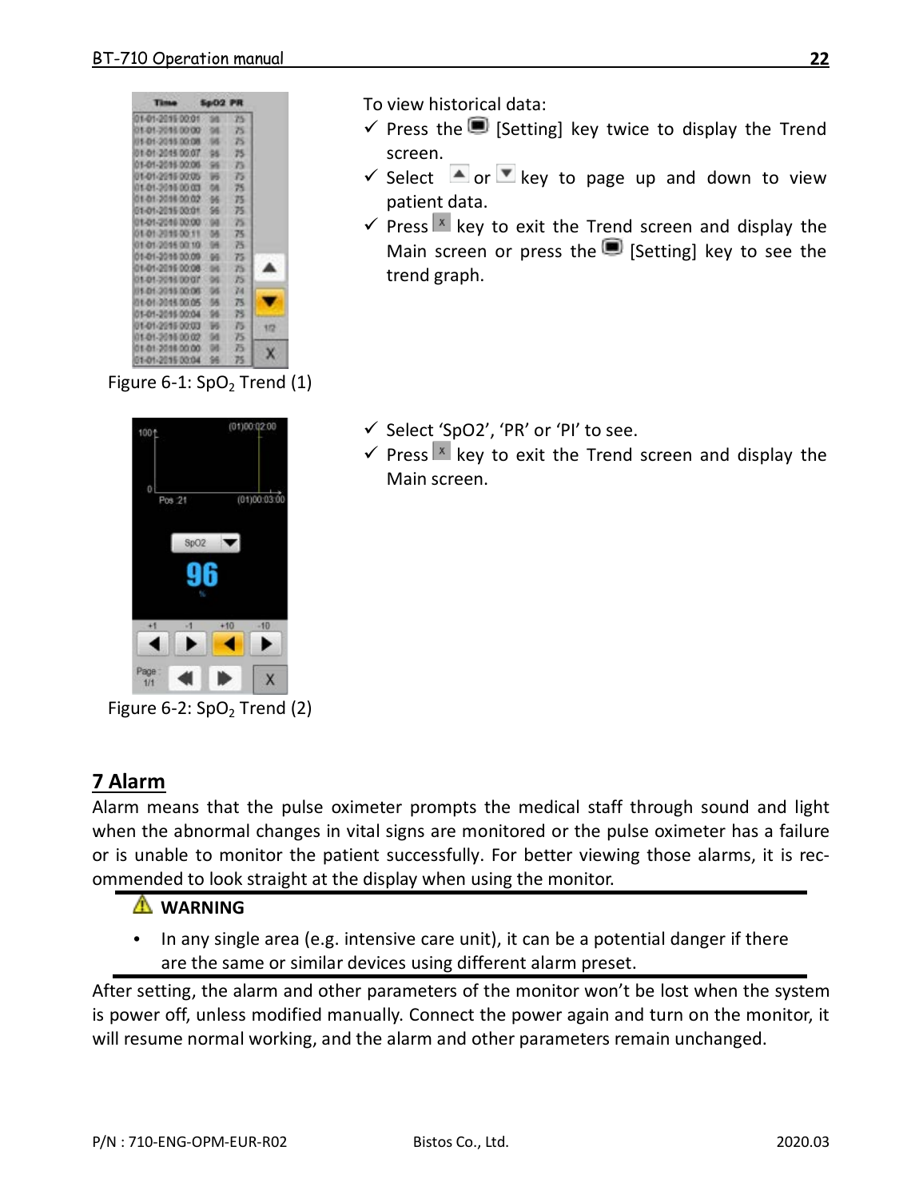Figure 6-1: $SpO_2$ Trend (1)

To view historical data:

- ✓ Press the [Setting] key twice to display the Trend screen.
- ✓ Select or key to page up and down to view patient data.
- ✓ Press key to exit the Trend screen and display the Main screen or press the [Setting] key to see the trend graph.

Figure 6-2: $SpO_2$ Trend (2)

- ✓ Select 'SpO2', 'PR' or 'PI' to see.
- ✓ Press key to exit the Trend screen and display the Main screen.

## 7 Alarm

Alarm means that the pulse oximeter prompts the medical staff through sound and light when the abnormal changes in vital signs are monitored or the pulse oximeter has a failure or is unable to monitor the patient successfully. For better viewing those alarms, it is recommended to look straight at the display when using the monitor.

⚠ **WARNING**

- In any single area (e.g. intensive care unit), it can be a potential danger if there are the same or similar devices using different alarm preset.

After setting, the alarm and other parameters of the monitor won't be lost when the system is power off, unless modified manually. Connect the power again and turn on the monitor, it will resume normal working, and the alarm and other parameters remain unchanged.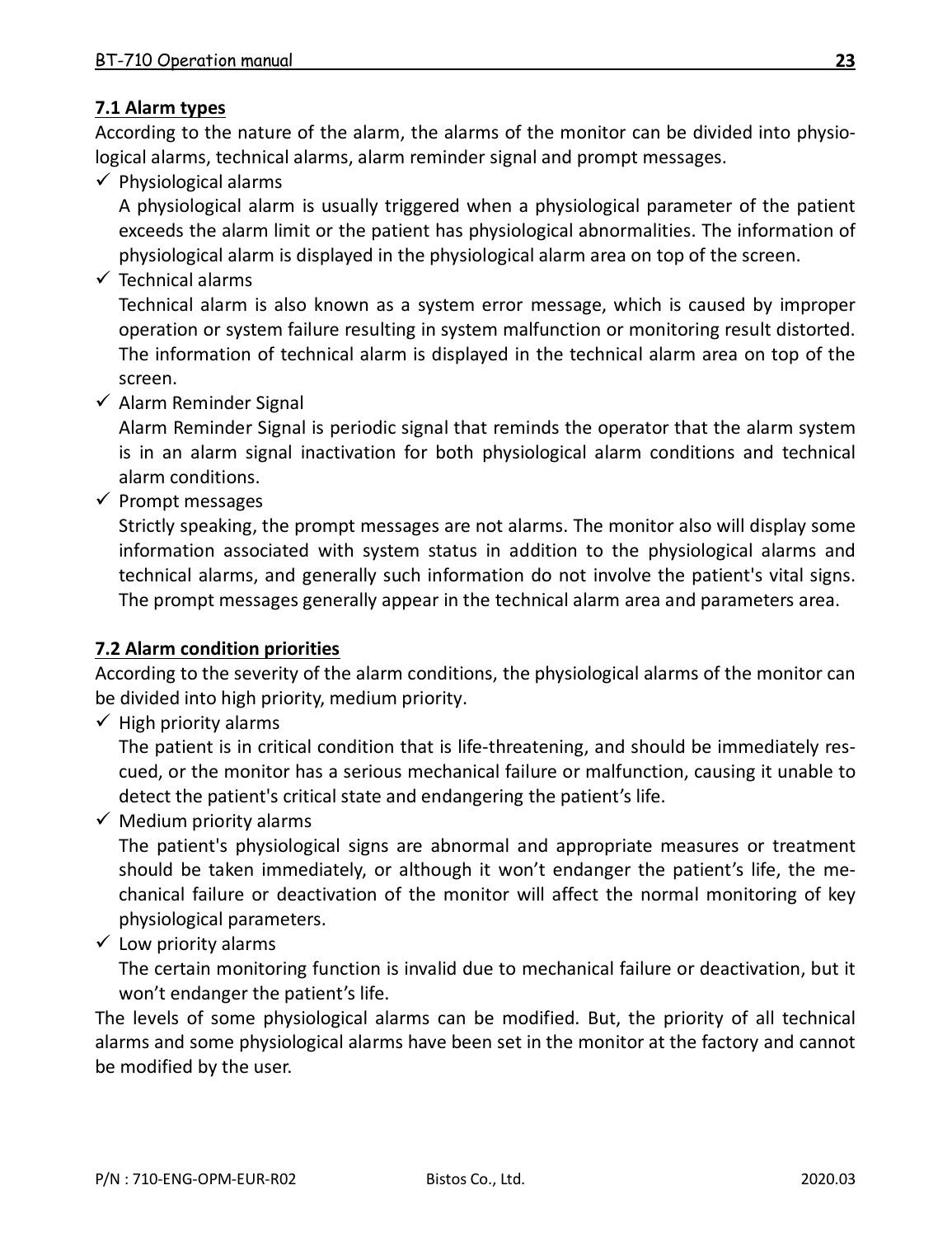## 7.1 Alarm types

According to the nature of the alarm, the alarms of the monitor can be divided into physiological alarms, technical alarms, alarm reminder signal and prompt messages.

- ✓ Physiological alarms

  A physiological alarm is usually triggered when a physiological parameter of the patient exceeds the alarm limit or the patient has physiological abnormalities. The information of physiological alarm is displayed in the physiological alarm area on top of the screen.

- ✓ Technical alarms

  Technical alarm is also known as a system error message, which is caused by improper operation or system failure resulting in system malfunction or monitoring result distorted. The information of technical alarm is displayed in the technical alarm area on top of the screen.

- ✓ Alarm Reminder Signal

  Alarm Reminder Signal is periodic signal that reminds the operator that the alarm system is in an alarm signal inactivation for both physiological alarm conditions and technical alarm conditions.

- ✓ Prompt messages

  Strictly speaking, the prompt messages are not alarms. The monitor also will display some information associated with system status in addition to the physiological alarms and technical alarms, and generally such information do not involve the patient's vital signs. The prompt messages generally appear in the technical alarm area and parameters area.

## 7.2 Alarm condition priorities

According to the severity of the alarm conditions, the physiological alarms of the monitor can be divided into high priority, medium priority.

- ✓ High priority alarms

  The patient is in critical condition that is life-threatening, and should be immediately rescued, or the monitor has a serious mechanical failure or malfunction, causing it unable to detect the patient's critical state and endangering the patient's life.

- ✓ Medium priority alarms

  The patient's physiological signs are abnormal and appropriate measures or treatment should be taken immediately, or although it won't endanger the patient's life, the mechanical failure or deactivation of the monitor will affect the normal monitoring of key physiological parameters.

- ✓ Low priority alarms

  The certain monitoring function is invalid due to mechanical failure or deactivation, but it won't endanger the patient's life.

The levels of some physiological alarms can be modified. But, the priority of all technical alarms and some physiological alarms have been set in the monitor at the factory and cannot be modified by the user.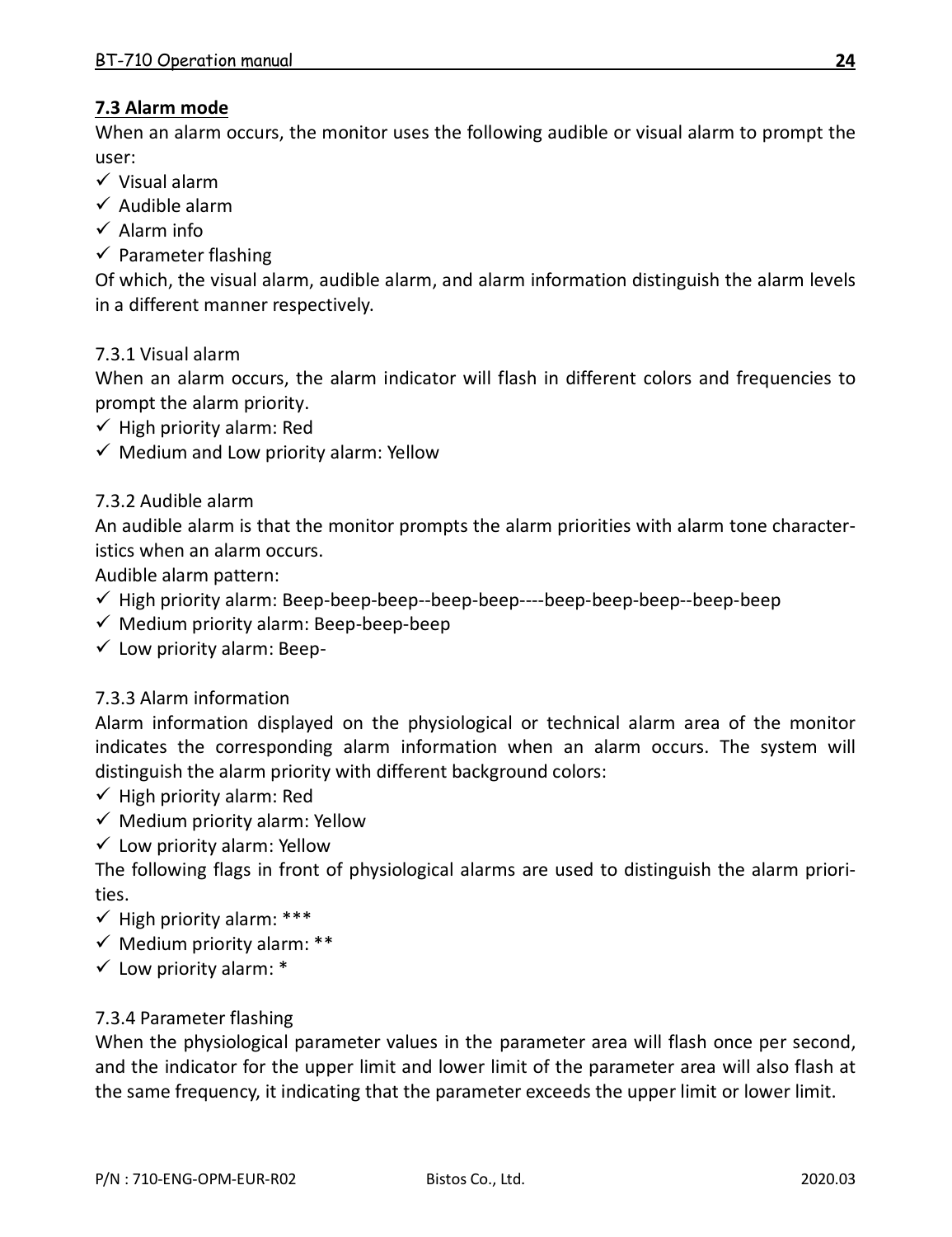## 7.3 Alarm mode

When an alarm occurs, the monitor uses the following audible or visual alarm to prompt the user:

- ✓ Visual alarm
- ✓ Audible alarm
- ✓ Alarm info
- ✓ Parameter flashing

Of which, the visual alarm, audible alarm, and alarm information distinguish the alarm levels in a different manner respectively.

### 7.3.1 Visual alarm

When an alarm occurs, the alarm indicator will flash in different colors and frequencies to prompt the alarm priority.

- ✓ High priority alarm: Red
- ✓ Medium and Low priority alarm: Yellow

### 7.3.2 Audible alarm

An audible alarm is that the monitor prompts the alarm priorities with alarm tone characteristics when an alarm occurs.

Audible alarm pattern:

- ✓ High priority alarm: Beep-beep-beep--beep-beep----beep-beep-beep--beep-beep
- ✓ Medium priority alarm: Beep-beep-beep
- ✓ Low priority alarm: Beep-

### 7.3.3 Alarm information

Alarm information displayed on the physiological or technical alarm area of the monitor indicates the corresponding alarm information when an alarm occurs. The system will distinguish the alarm priority with different background colors:

- ✓ High priority alarm: Red
- ✓ Medium priority alarm: Yellow
- ✓ Low priority alarm: Yellow

The following flags in front of physiological alarms are used to distinguish the alarm priorities.

- ✓ High priority alarm: ***
- ✓ Medium priority alarm: **
- ✓ Low priority alarm: *

### 7.3.4 Parameter flashing

When the physiological parameter values in the parameter area will flash once per second, and the indicator for the upper limit and lower limit of the parameter area will also flash at the same frequency, it indicating that the parameter exceeds the upper limit or lower limit.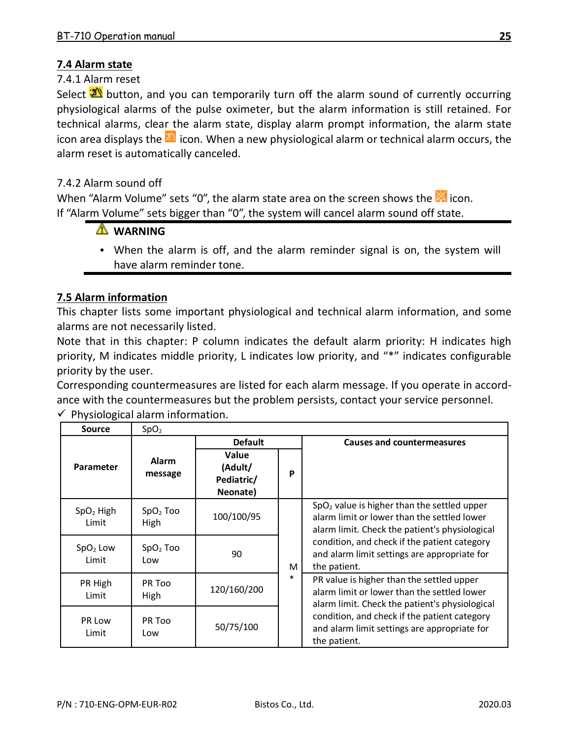## 7.4 Alarm state

7.4.1 Alarm reset

Select button, and you can temporarily turn off the alarm sound of currently occurring physiological alarms of the pulse oximeter, but the alarm information is still retained. For technical alarms, clear the alarm state, display alarm prompt information, the alarm state icon area displays the icon. When a new physiological alarm or technical alarm occurs, the alarm reset is automatically canceled.

7.4.2 Alarm sound off

When "Alarm Volume" sets "0", the alarm state area on the screen shows the icon.
If "Alarm Volume" sets bigger than "0", the system will cancel alarm sound off state.

> ⚠ **WARNING**
>
> - When the alarm is off, and the alarm reminder signal is on, the system will have alarm reminder tone.

## 7.5 Alarm information

This chapter lists some important physiological and technical alarm information, and some alarms are not necessarily listed.

Note that in this chapter: P column indicates the default alarm priority: H indicates high priority, M indicates middle priority, L indicates low priority, and "*" indicates configurable priority by the user.

Corresponding countermeasures are listed for each alarm message. If you operate in accordance with the countermeasures but the problem persists, contact your service personnel.

✓ Physiological alarm information.

| Source | $SpO_2$ | | | |
|---|---|---|---|---|
| Parameter | Alarm message | Default | | Causes and countermeasures |
| | | Value (Adult/ Pediatric/ Neonate) | P | |
| $SpO_2$ High Limit | $SpO_2$ Too High | 100/100/95 | M * | $SpO_2$ value is higher than the settled upper alarm limit or lower than the settled lower alarm limit. Check the patient's physiological condition, and check if the patient category and alarm limit settings are appropriate for the patient. |
| $SpO_2$ Low Limit | $SpO_2$ Too Low | 90 | M * | $SpO_2$ value is higher than the settled upper alarm limit or lower than the settled lower alarm limit. Check the patient's physiological condition, and check if the patient category and alarm limit settings are appropriate for the patient. |
| PR High Limit | PR Too High | 120/160/200 | M * | PR value is higher than the settled upper alarm limit or lower than the settled lower alarm limit. Check the patient's physiological condition, and check if the patient category and alarm limit settings are appropriate for the patient. |
| PR Low Limit | PR Too Low | 50/75/100 | M * | PR value is higher than the settled upper alarm limit or lower than the settled lower alarm limit. Check the patient's physiological condition, and check if the patient category and alarm limit settings are appropriate for the patient. |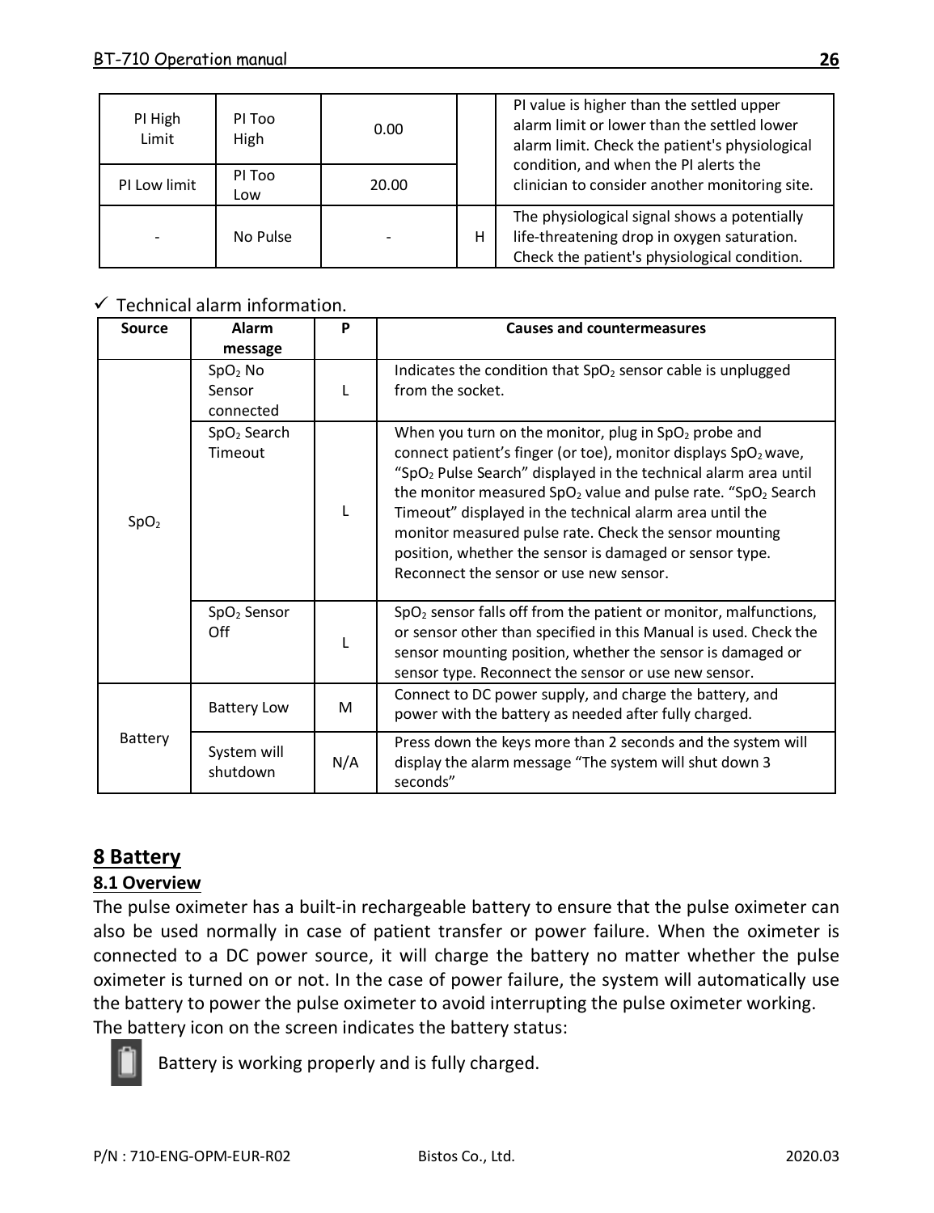| | | | | |
|---|---|---|---|---|
| PI High Limit | PI Too High | 0.00 | | PI value is higher than the settled upper alarm limit or lower than the settled lower alarm limit. Check the patient's physiological condition, and when the PI alerts the clinician to consider another monitoring site. |
| PI Low limit | PI Too Low | 20.00 | | |
| - | No Pulse | - | H | The physiological signal shows a potentially life-threatening drop in oxygen saturation. Check the patient's physiological condition. |

✓ Technical alarm information.

| Source | Alarm message | P | Causes and countermeasures |
|---|---|---|---|
| $SpO_2$ | $SpO_2$ No Sensor connected | L | Indicates the condition that $SpO_2$ sensor cable is unplugged from the socket. |
| | $SpO_2$ Search Timeout | L | When you turn on the monitor, plug in $SpO_2$ probe and connect patient's finger (or toe), monitor displays $SpO_2$ wave, "$SpO_2$ Pulse Search" displayed in the technical alarm area until the monitor measured $SpO_2$ value and pulse rate. "$SpO_2$ Search Timeout" displayed in the technical alarm area until the monitor measured pulse rate. Check the sensor mounting position, whether the sensor is damaged or sensor type. Reconnect the sensor or use new sensor. |
| | $SpO_2$ Sensor Off | L | $SpO_2$ sensor falls off from the patient or monitor, malfunctions, or sensor other than specified in this Manual is used. Check the sensor mounting position, whether the sensor is damaged or sensor type. Reconnect the sensor or use new sensor. |
| Battery | Battery Low | M | Connect to DC power supply, and charge the battery, and power with the battery as needed after fully charged. |
| | System will shutdown | N/A | Press down the keys more than 2 seconds and the system will display the alarm message "The system will shut down 3 seconds" |

# 8 Battery

## 8.1 Overview

The pulse oximeter has a built-in rechargeable battery to ensure that the pulse oximeter can also be used normally in case of patient transfer or power failure. When the oximeter is connected to a DC power source, it will charge the battery no matter whether the pulse oximeter is turned on or not. In the case of power failure, the system will automatically use the battery to power the pulse oximeter to avoid interrupting the pulse oximeter working.

The battery icon on the screen indicates the battery status:

Battery is working properly and is fully charged.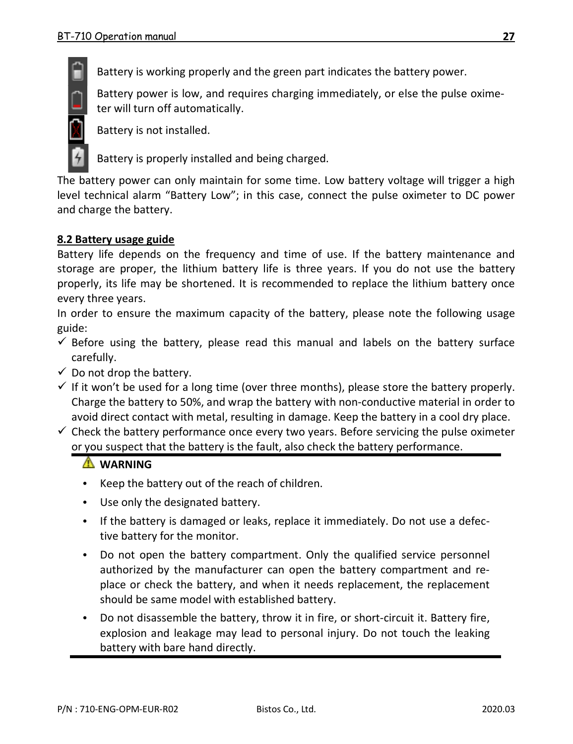Battery is working properly and the green part indicates the battery power.

Battery power is low, and requires charging immediately, or else the pulse oximeter will turn off automatically.

Battery is not installed.

Battery is properly installed and being charged.

The battery power can only maintain for some time. Low battery voltage will trigger a high level technical alarm "Battery Low"; in this case, connect the pulse oximeter to DC power and charge the battery.

## 8.2 Battery usage guide

Battery life depends on the frequency and time of use. If the battery maintenance and storage are proper, the lithium battery life is three years. If you do not use the battery properly, its life may be shortened. It is recommended to replace the lithium battery once every three years.

In order to ensure the maximum capacity of the battery, please note the following usage guide:

- ✓ Before using the battery, please read this manual and labels on the battery surface carefully.
- ✓ Do not drop the battery.
- ✓ If it won't be used for a long time (over three months), please store the battery properly. Charge the battery to 50%, and wrap the battery with non-conductive material in order to avoid direct contact with metal, resulting in damage. Keep the battery in a cool dry place.
- ✓ Check the battery performance once every two years. Before servicing the pulse oximeter or you suspect that the battery is the fault, also check the battery performance.

⚠ **WARNING**

- Keep the battery out of the reach of children.
- Use only the designated battery.
- If the battery is damaged or leaks, replace it immediately. Do not use a defective battery for the monitor.
- Do not open the battery compartment. Only the qualified service personnel authorized by the manufacturer can open the battery compartment and replace or check the battery, and when it needs replacement, the replacement should be same model with established battery.
- Do not disassemble the battery, throw it in fire, or short-circuit it. Battery fire, explosion and leakage may lead to personal injury. Do not touch the leaking battery with bare hand directly.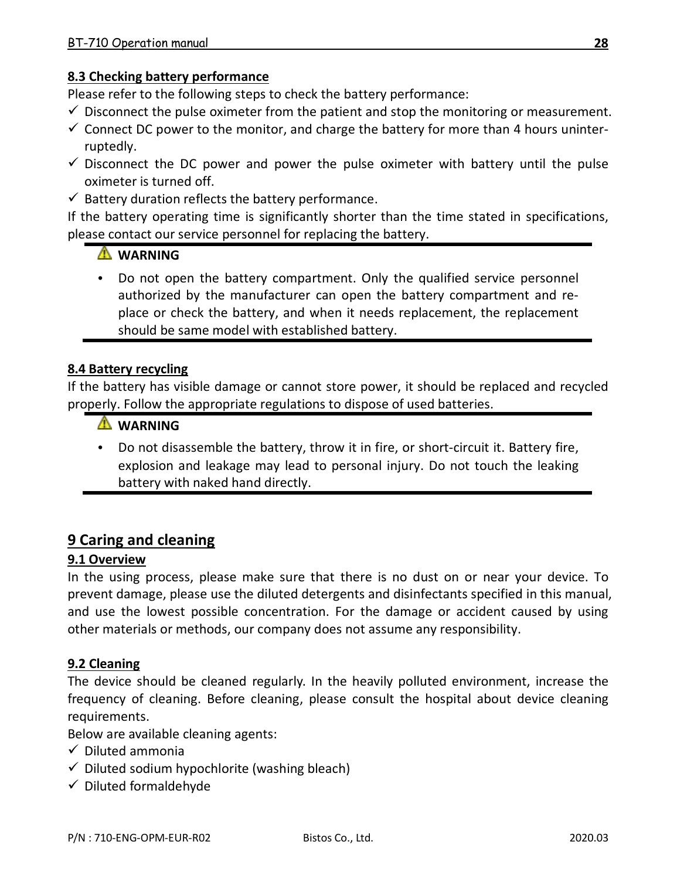### 8.3 Checking battery performance

Please refer to the following steps to check the battery performance:

- ✓ Disconnect the pulse oximeter from the patient and stop the monitoring or measurement.
- ✓ Connect DC power to the monitor, and charge the battery for more than 4 hours uninterruptedly.
- ✓ Disconnect the DC power and power the pulse oximeter with battery until the pulse oximeter is turned off.
- ✓ Battery duration reflects the battery performance.

If the battery operating time is significantly shorter than the time stated in specifications, please contact our service personnel for replacing the battery.

> ⚠ **WARNING**
>
> - Do not open the battery compartment. Only the qualified service personnel authorized by the manufacturer can open the battery compartment and replace or check the battery, and when it needs replacement, the replacement should be same model with established battery.

### 8.4 Battery recycling

If the battery has visible damage or cannot store power, it should be replaced and recycled properly. Follow the appropriate regulations to dispose of used batteries.

> ⚠ **WARNING**
>
> - Do not disassemble the battery, throw it in fire, or short-circuit it. Battery fire, explosion and leakage may lead to personal injury. Do not touch the leaking battery with naked hand directly.

## 9 Caring and cleaning

### 9.1 Overview

In the using process, please make sure that there is no dust on or near your device. To prevent damage, please use the diluted detergents and disinfectants specified in this manual, and use the lowest possible concentration. For the damage or accident caused by using other materials or methods, our company does not assume any responsibility.

### 9.2 Cleaning

The device should be cleaned regularly. In the heavily polluted environment, increase the frequency of cleaning. Before cleaning, please consult the hospital about device cleaning requirements.

Below are available cleaning agents:

- ✓ Diluted ammonia
- ✓ Diluted sodium hypochlorite (washing bleach)
- ✓ Diluted formaldehyde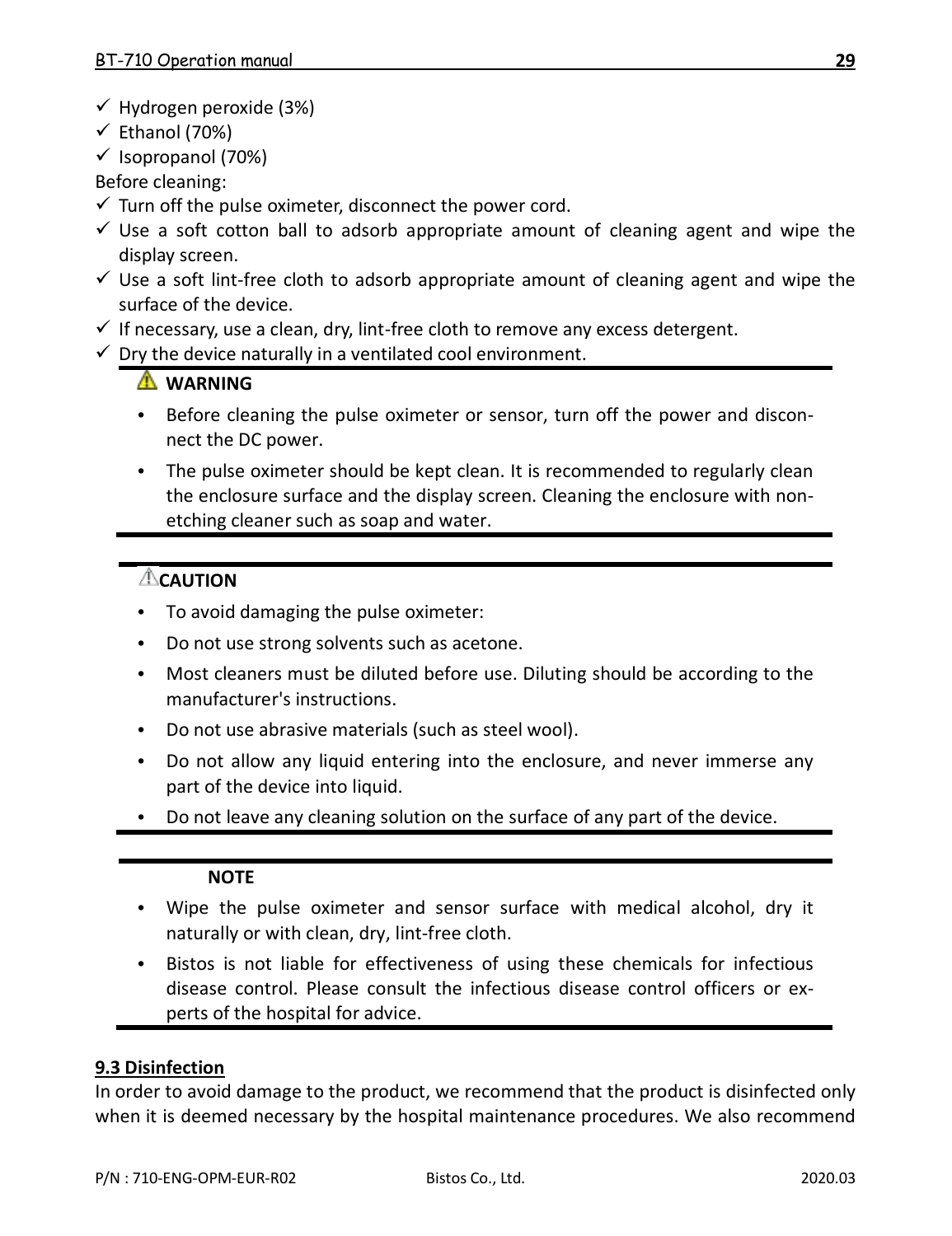- ✓ Hydrogen peroxide (3%)
- ✓ Ethanol (70%)
- ✓ Isopropanol (70%)

Before cleaning:

- ✓ Turn off the pulse oximeter, disconnect the power cord.
- ✓ Use a soft cotton ball to adsorb appropriate amount of cleaning agent and wipe the display screen.
- ✓ Use a soft lint-free cloth to adsorb appropriate amount of cleaning agent and wipe the surface of the device.
- ✓ If necessary, use a clean, dry, lint-free cloth to remove any excess detergent.
- ✓ Dry the device naturally in a ventilated cool environment.

⚠ **WARNING**

- Before cleaning the pulse oximeter or sensor, turn off the power and disconnect the DC power.
- The pulse oximeter should be kept clean. It is recommended to regularly clean the enclosure surface and the display screen. Cleaning the enclosure with non-etching cleaner such as soap and water.

⚠**CAUTION**

- To avoid damaging the pulse oximeter:
- Do not use strong solvents such as acetone.
- Most cleaners must be diluted before use. Diluting should be according to the manufacturer's instructions.
- Do not use abrasive materials (such as steel wool).
- Do not allow any liquid entering into the enclosure, and never immerse any part of the device into liquid.
- Do not leave any cleaning solution on the surface of any part of the device.

**NOTE**

- Wipe the pulse oximeter and sensor surface with medical alcohol, dry it naturally or with clean, dry, lint-free cloth.
- Bistos is not liable for effectiveness of using these chemicals for infectious disease control. Please consult the infectious disease control officers or experts of the hospital for advice.

## 9.3 Disinfection

In order to avoid damage to the product, we recommend that the product is disinfected only when it is deemed necessary by the hospital maintenance procedures. We also recommend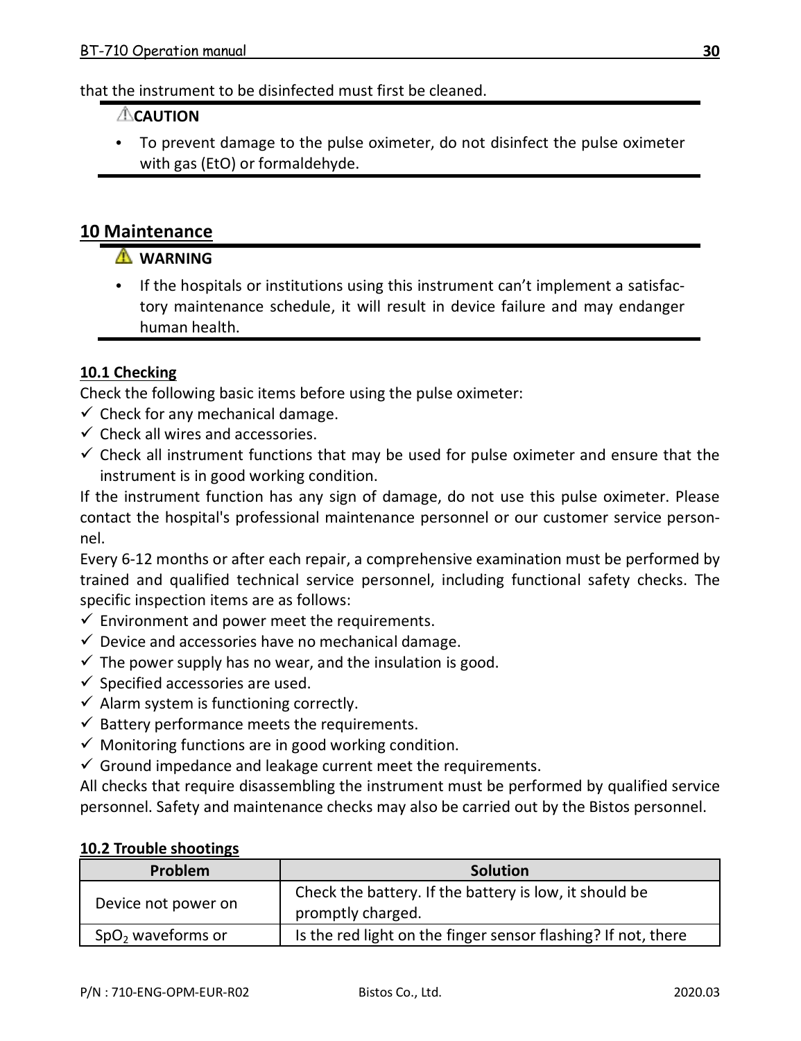that the instrument to be disinfected must first be cleaned.

⚠**CAUTION**

- To prevent damage to the pulse oximeter, do not disinfect the pulse oximeter with gas (EtO) or formaldehyde.

## 10 Maintenance

⚠ **WARNING**

- If the hospitals or institutions using this instrument can't implement a satisfactory maintenance schedule, it will result in device failure and may endanger human health.

### 10.1 Checking

Check the following basic items before using the pulse oximeter:

- ✓ Check for any mechanical damage.
- ✓ Check all wires and accessories.
- ✓ Check all instrument functions that may be used for pulse oximeter and ensure that the instrument is in good working condition.

If the instrument function has any sign of damage, do not use this pulse oximeter. Please contact the hospital's professional maintenance personnel or our customer service personnel.

Every 6-12 months or after each repair, a comprehensive examination must be performed by trained and qualified technical service personnel, including functional safety checks. The specific inspection items are as follows:

- ✓ Environment and power meet the requirements.
- ✓ Device and accessories have no mechanical damage.
- ✓ The power supply has no wear, and the insulation is good.
- ✓ Specified accessories are used.
- ✓ Alarm system is functioning correctly.
- ✓ Battery performance meets the requirements.
- ✓ Monitoring functions are in good working condition.
- ✓ Ground impedance and leakage current meet the requirements.

All checks that require disassembling the instrument must be performed by qualified service personnel. Safety and maintenance checks may also be carried out by the Bistos personnel.

### 10.2 Trouble shootings

| Problem | Solution |
|---|---|
| Device not power on | Check the battery. If the battery is low, it should be promptly charged. |
| $SpO_2$ waveforms or | Is the red light on the finger sensor flashing? If not, there |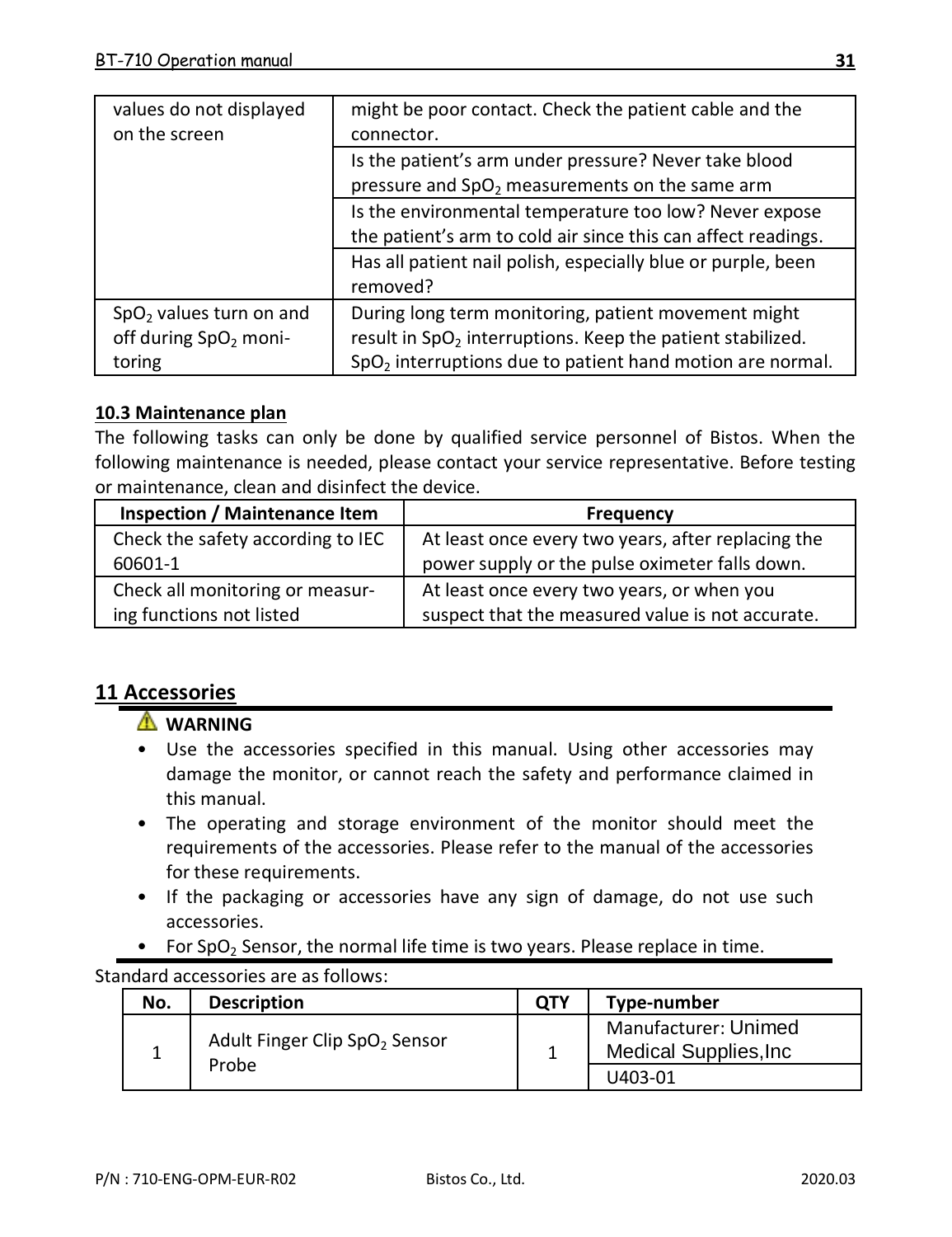| | |
|---|---|
| values do not displayed on the screen | might be poor contact. Check the patient cable and the connector. |
| | Is the patient's arm under pressure? Never take blood pressure and $SpO_2$ measurements on the same arm |
| | Is the environmental temperature too low? Never expose the patient's arm to cold air since this can affect readings. |
| | Has all patient nail polish, especially blue or purple, been removed? |
| $SpO_2$ values turn on and off during $SpO_2$ monitoring | During long term monitoring, patient movement might result in $SpO_2$ interruptions. Keep the patient stabilized. $SpO_2$ interruptions due to patient hand motion are normal. |

### 10.3 Maintenance plan

The following tasks can only be done by qualified service personnel of Bistos. When the following maintenance is needed, please contact your service representative. Before testing or maintenance, clean and disinfect the device.

| Inspection / Maintenance Item | Frequency |
|---|---|
| Check the safety according to IEC 60601-1 | At least once every two years, after replacing the power supply or the pulse oximeter falls down. |
| Check all monitoring or measuring functions not listed | At least once every two years, or when you suspect that the measured value is not accurate. |

## 11 Accessories

⚠ **WARNING**

- Use the accessories specified in this manual. Using other accessories may damage the monitor, or cannot reach the safety and performance claimed in this manual.
- The operating and storage environment of the monitor should meet the requirements of the accessories. Please refer to the manual of the accessories for these requirements.
- If the packaging or accessories have any sign of damage, do not use such accessories.
- For $SpO_2$ Sensor, the normal life time is two years. Please replace in time.

Standard accessories are as follows:

| No. | Description | QTY | Type-number |
|---|---|---|---|
| 1 | Adult Finger Clip $SpO_2$ Sensor Probe | 1 | Manufacturer: Unimed Medical Supplies,Inc |
| | | | U403-01 |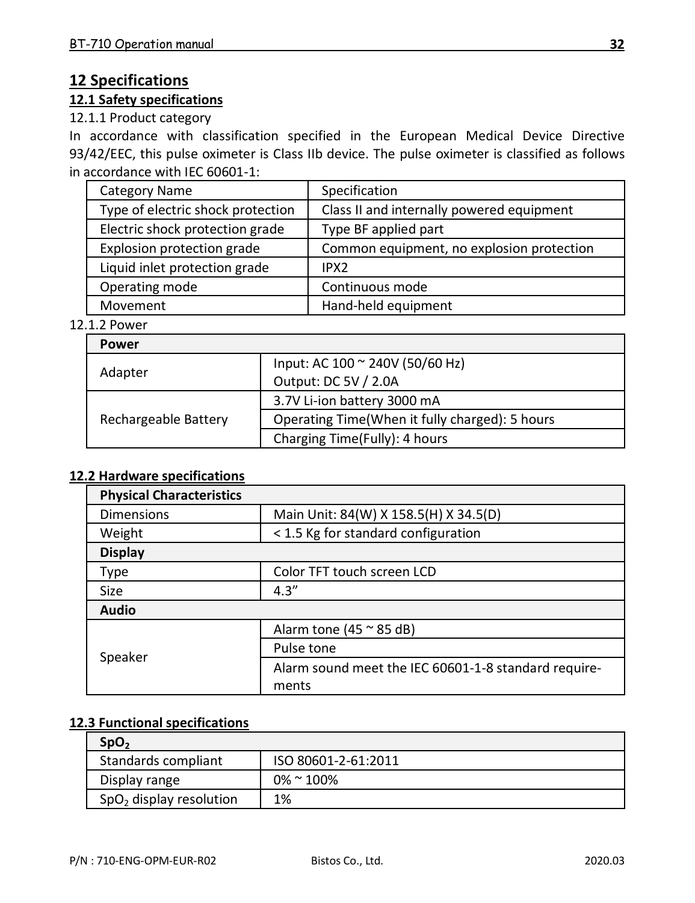# 12 Specifications

## 12.1 Safety specifications

12.1.1 Product category

In accordance with classification specified in the European Medical Device Directive 93/42/EEC, this pulse oximeter is Class IIb device. The pulse oximeter is classified as follows in accordance with IEC 60601-1:

| Category Name | Specification |
|---|---|
| Type of electric shock protection | Class II and internally powered equipment |
| Electric shock protection grade | Type BF applied part |
| Explosion protection grade | Common equipment, no explosion protection |
| Liquid inlet protection grade | IPX2 |
| Operating mode | Continuous mode |
| Movement | Hand-held equipment |

12.1.2 Power

| **Power** | |
|---|---|
| Adapter | Input: AC 100 ~ 240V (50/60 Hz)<br>Output: DC 5V / 2.0A |
| Rechargeable Battery | 3.7V Li-ion battery 3000 mA |
| | Operating Time(When it fully charged): 5 hours |
| | Charging Time(Fully): 4 hours |

## 12.2 Hardware specifications

| **Physical Characteristics** | |
|---|---|
| Dimensions | Main Unit: 84(W) X 158.5(H) X 34.5(D) |
| Weight | < 1.5 Kg for standard configuration |
| **Display** | |
| Type | Color TFT touch screen LCD |
| Size | 4.3" |
| **Audio** | |
| Speaker | Alarm tone (45 ~ 85 dB) |
| | Pulse tone |
| | Alarm sound meet the IEC 60601-1-8 standard requirements |

## 12.3 Functional specifications

| **$SpO_2$** | |
|---|---|
| Standards compliant | ISO 80601-2-61:2011 |
| Display range | 0% ~ 100% |
| $SpO_2$ display resolution | 1% |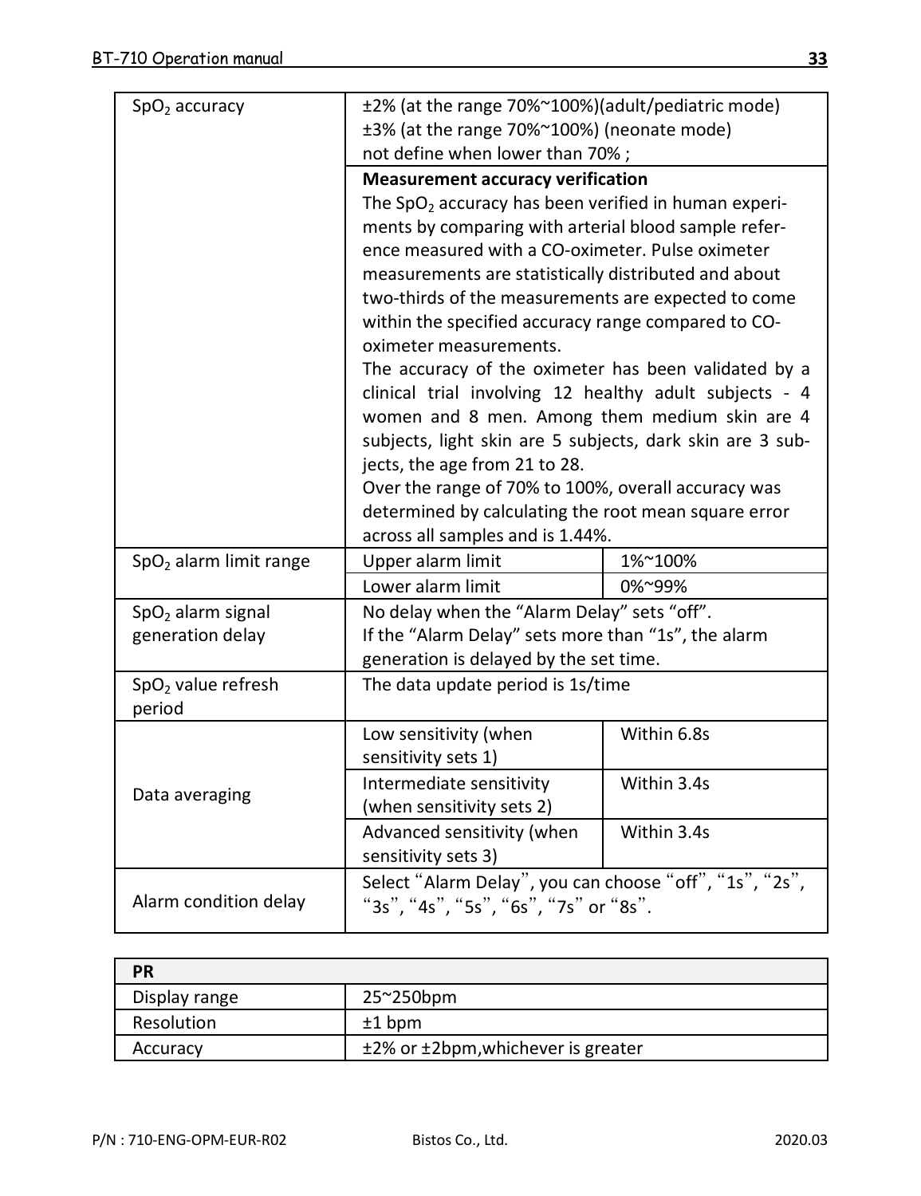| | | |
|---|---|---|
| $SpO_2$ accuracy | ±2% (at the range 70%~100%)(adult/pediatric mode)<br>±3% (at the range 70%~100%) (neonate mode)<br>not define when lower than 70% ; | |
| | **Measurement accuracy verification**<br>The $SpO_2$ accuracy has been verified in human experiments by comparing with arterial blood sample reference measured with a CO-oximeter. Pulse oximeter measurements are statistically distributed and about two-thirds of the measurements are expected to come within the specified accuracy range compared to CO-oximeter measurements.<br>The accuracy of the oximeter has been validated by a clinical trial involving 12 healthy adult subjects - 4 women and 8 men. Among them medium skin are 4 subjects, light skin are 5 subjects, dark skin are 3 subjects, the age from 21 to 28.<br>Over the range of 70% to 100%, overall accuracy was determined by calculating the root mean square error across all samples and is 1.44%. | |
| $SpO_2$ alarm limit range | Upper alarm limit | 1%~100% |
| | Lower alarm limit | 0%~99% |
| $SpO_2$ alarm signal generation delay | No delay when the “Alarm Delay” sets “off”.<br>If the “Alarm Delay” sets more than “1s”, the alarm generation is delayed by the set time. | |
| $SpO_2$ value refresh period | The data update period is 1s/time | |
| Data averaging | Low sensitivity (when sensitivity sets 1) | Within 6.8s |
| | Intermediate sensitivity (when sensitivity sets 2) | Within 3.4s |
| | Advanced sensitivity (when sensitivity sets 3) | Within 3.4s |
| Alarm condition delay | Select “Alarm Delay”, you can choose “off”, “1s”, “2s”, “3s”, “4s”, “5s”, “6s”, “7s” or “8s”. | |

| PR | |
|---|---|
| Display range | 25~250bpm |
| Resolution | ±1 bpm |
| Accuracy | ±2% or ±2bpm,whichever is greater |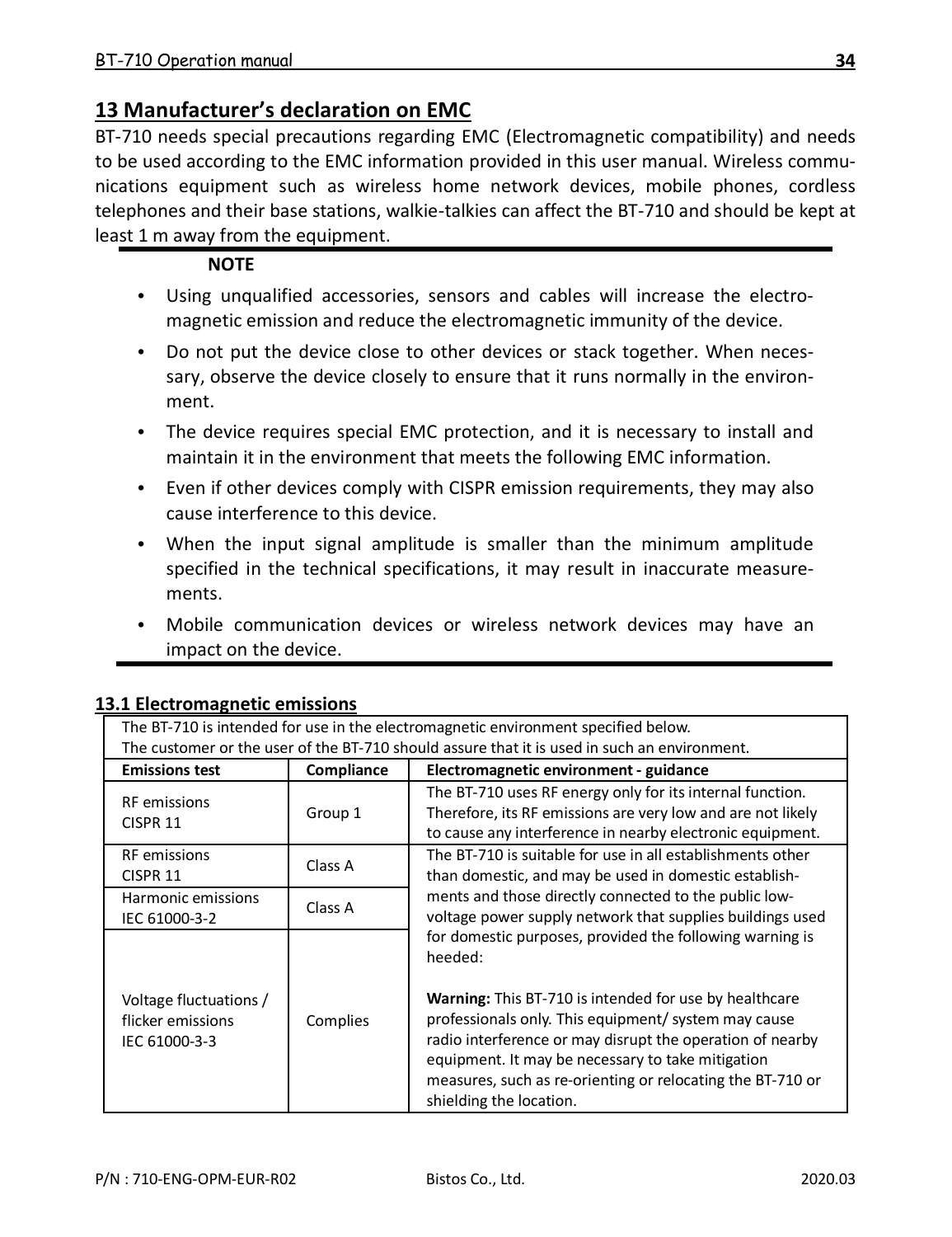## 13 Manufacturer's declaration on EMC

BT-710 needs special precautions regarding EMC (Electromagnetic compatibility) and needs to be used according to the EMC information provided in this user manual. Wireless communications equipment such as wireless home network devices, mobile phones, cordless telephones and their base stations, walkie-talkies can affect the BT-710 and should be kept at least 1 m away from the equipment.

**NOTE**

- Using unqualified accessories, sensors and cables will increase the electromagnetic emission and reduce the electromagnetic immunity of the device.
- Do not put the device close to other devices or stack together. When necessary, observe the device closely to ensure that it runs normally in the environment.
- The device requires special EMC protection, and it is necessary to install and maintain it in the environment that meets the following EMC information.
- Even if other devices comply with CISPR emission requirements, they may also cause interference to this device.
- When the input signal amplitude is smaller than the minimum amplitude specified in the technical specifications, it may result in inaccurate measurements.
- Mobile communication devices or wireless network devices may have an impact on the device.

### 13.1 Electromagnetic emissions

| The BT-710 is intended for use in the electromagnetic environment specified below. The customer or the user of the BT-710 should assure that it is used in such an environment. | | |
|---|---|---|
| **Emissions test** | **Compliance** | **Electromagnetic environment - guidance** |
| RF emissions CISPR 11 | Group 1 | The BT-710 uses RF energy only for its internal function. Therefore, its RF emissions are very low and are not likely to cause any interference in nearby electronic equipment. |
| RF emissions CISPR 11 | Class A | The BT-710 is suitable for use in all establishments other than domestic, and may be used in domestic establishments and those directly connected to the public low-voltage power supply network that supplies buildings used for domestic purposes, provided the following warning is heeded:<br><br>**Warning:** This BT-710 is intended for use by healthcare professionals only. This equipment/ system may cause radio interference or may disrupt the operation of nearby equipment. It may be necessary to take mitigation measures, such as re-orienting or relocating the BT-710 or shielding the location. |
| Harmonic emissions IEC 61000-3-2 | Class A | |
| Voltage fluctuations / flicker emissions IEC 61000-3-3 | Complies | |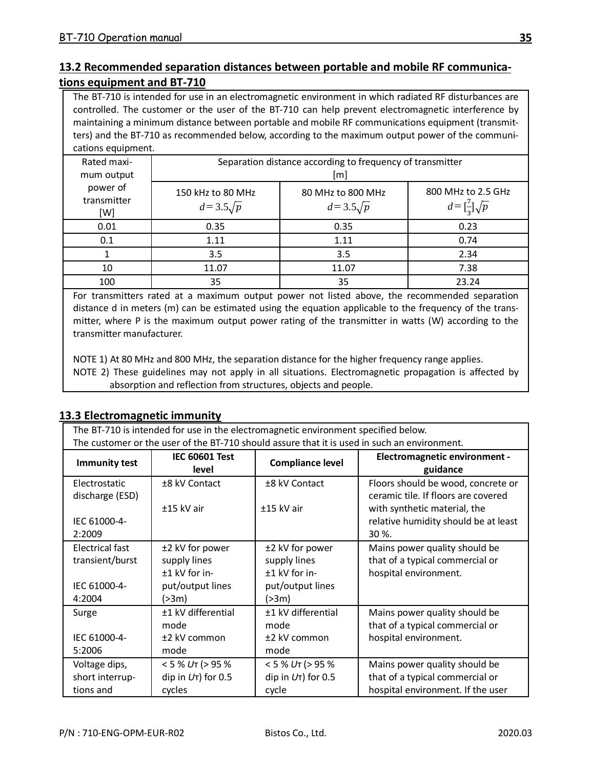## 13.2 Recommended separation distances between portable and mobile RF communications equipment and BT-710

The BT-710 is intended for use in an electromagnetic environment in which radiated RF disturbances are controlled. The customer or the user of the BT-710 can help prevent electromagnetic interference by maintaining a minimum distance between portable and mobile RF communications equipment (transmitters) and the BT-710 as recommended below, according to the maximum output power of the communications equipment.

| Rated maximum output power of transmitter [W] | Separation distance according to frequency of transmitter [m] | | |
|---|---|---|---|
| | 150 kHz to 80 MHz $d = 3.5\sqrt{p}$ | 80 MHz to 800 MHz $d = 3.5\sqrt{p}$ | 800 MHz to 2.5 GHz $d = [\frac{7}{3}]\sqrt{p}$ |
| 0.01 | 0.35 | 0.35 | 0.23 |
| 0.1 | 1.11 | 1.11 | 0.74 |
| 1 | 3.5 | 3.5 | 2.34 |
| 10 | 11.07 | 11.07 | 7.38 |
| 100 | 35 | 35 | 23.24 |

For transmitters rated at a maximum output power not listed above, the recommended separation distance d in meters (m) can be estimated using the equation applicable to the frequency of the transmitter, where P is the maximum output power rating of the transmitter in watts (W) according to the transmitter manufacturer.

NOTE 1) At 80 MHz and 800 MHz, the separation distance for the higher frequency range applies.
NOTE 2) These guidelines may not apply in all situations. Electromagnetic propagation is affected by absorption and reflection from structures, objects and people.

## 13.3 Electromagnetic immunity

The BT-710 is intended for use in the electromagnetic environment specified below.
The customer or the user of the BT-710 should assure that it is used in such an environment.

| Immunity test | IEC 60601 Test level | Compliance level | Electromagnetic environment - guidance |
|---|---|---|---|
| Electrostatic discharge (ESD)<br><br>IEC 61000-4-2:2009 | ±8 kV Contact<br><br>±15 kV air | ±8 kV Contact<br><br>±15 kV air | Floors should be wood, concrete or ceramic tile. If floors are covered with synthetic material, the relative humidity should be at least 30 %. |
| Electrical fast transient/burst<br><br>IEC 61000-4-4:2004 | ±2 kV for power supply lines<br>±1 kV for input/output lines (>3m) | ±2 kV for power supply lines<br>±1 kV for input/output lines (>3m) | Mains power quality should be that of a typical commercial or hospital environment. |
| Surge<br><br>IEC 61000-4-5:2006 | ±1 kV differential mode<br>±2 kV common mode | ±1 kV differential mode<br>±2 kV common mode | Mains power quality should be that of a typical commercial or hospital environment. |
| Voltage dips, short interruptions and | < 5 % $U_T$ (> 95 % dip in $U_T$) for 0.5 cycles | < 5 % $U_T$ (> 95 % dip in $U_T$) for 0.5 cycle | Mains power quality should be that of a typical commercial or hospital environment. If the user |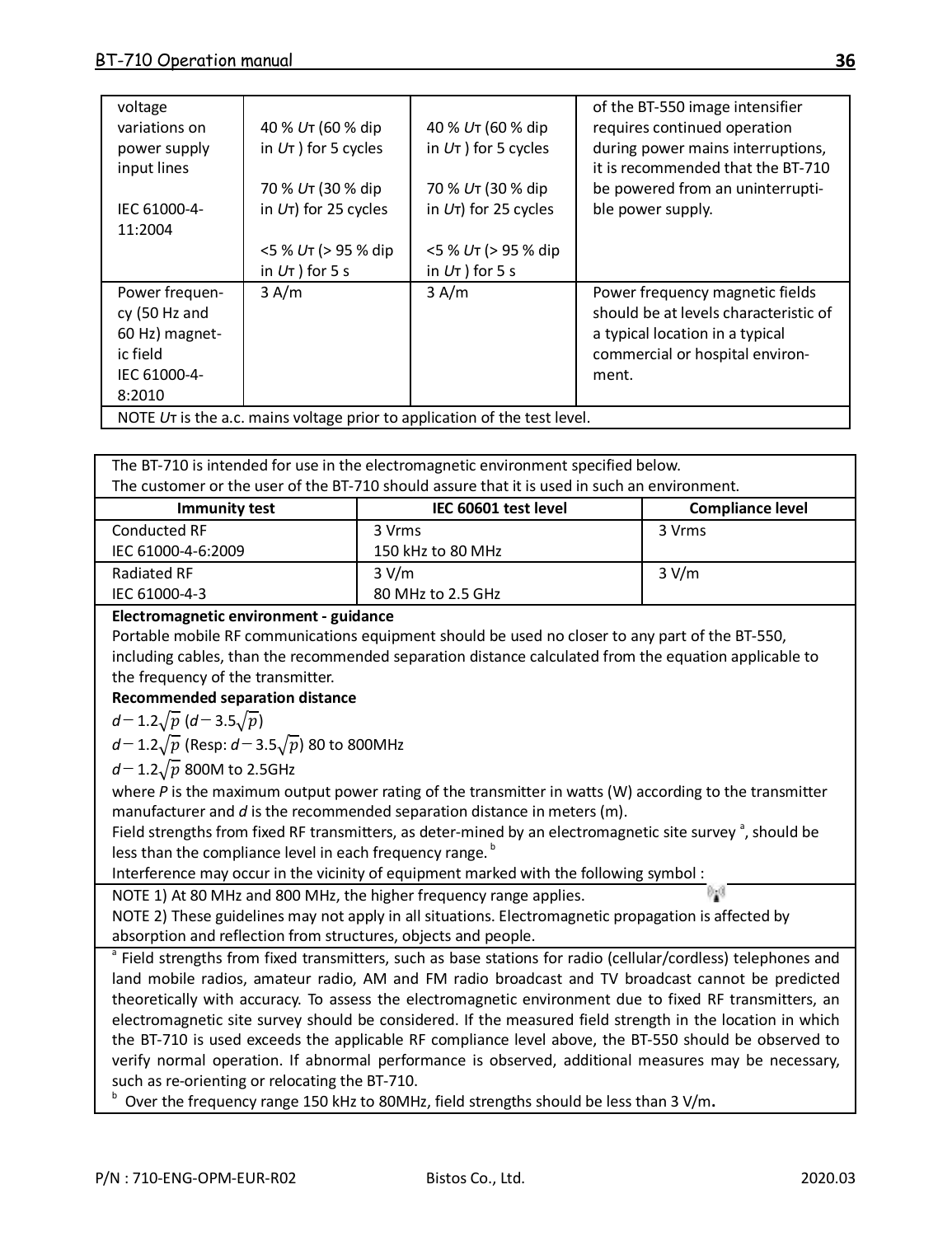| | | | |
|---|---|---|---|
| voltage variations on power supply input lines<br><br>IEC 61000-4-11:2004 | 40 % $U_T$ (60 % dip in $U_T$ ) for 5 cycles<br><br>70 % $U_T$ (30 % dip in $U_T$) for 25 cycles<br><br><5 % $U_T$ (> 95 % dip in $U_T$ ) for 5 s | 40 % $U_T$ (60 % dip in $U_T$ ) for 5 cycles<br><br>70 % $U_T$ (30 % dip in $U_T$) for 25 cycles<br><br><5 % $U_T$ (> 95 % dip in $U_T$ ) for 5 s | of the BT-550 image intensifier requires continued operation during power mains interruptions, it is recommended that the BT-710 be powered from an uninterruptible power supply. |
| Power frequency (50 Hz and 60 Hz) magnetic field<br>IEC 61000-4-8:2010 | 3 A/m | 3 A/m | Power frequency magnetic fields should be at levels characteristic of a typical location in a typical commercial or hospital environment. |
| NOTE $U_T$ is the a.c. mains voltage prior to application of the test level. | | | |

The BT-710 is intended for use in the electromagnetic environment specified below.
The customer or the user of the BT-710 should assure that it is used in such an environment.

| Immunity test | IEC 60601 test level | Compliance level |
|---|---|---|
| Conducted RF<br>IEC 61000-4-6:2009 | 3 Vrms<br>150 kHz to 80 MHz | 3 Vrms |
| Radiated RF<br>IEC 61000-4-3 | 3 V/m<br>80 MHz to 2.5 GHz | 3 V/m |

**Electromagnetic environment - guidance**

Portable mobile RF communications equipment should be used no closer to any part of the BT-550, including cables, than the recommended separation distance calculated from the equation applicable to the frequency of the transmitter.

**Recommended separation distance**

$d - 1.2\sqrt{p}$ ($d - 3.5\sqrt{p}$)

$d - 1.2\sqrt{p}$ (Resp: $d - 3.5\sqrt{p}$) 80 to 800MHz

$d - 1.2\sqrt{p}$ 800M to 2.5GHz

where *P* is the maximum output power rating of the transmitter in watts (W) according to the transmitter manufacturer and *d* is the recommended separation distance in meters (m).

Field strengths from fixed RF transmitters, as deter-mined by an electromagnetic site survey [a], should be less than the compliance level in each frequency range. [b]

Interference may occur in the vicinity of equipment marked with the following symbol :

NOTE 1) At 80 MHz and 800 MHz, the higher frequency range applies.

NOTE 2) These guidelines may not apply in all situations. Electromagnetic propagation is affected by absorption and reflection from structures, objects and people.

[a] Field strengths from fixed transmitters, such as base stations for radio (cellular/cordless) telephones and land mobile radios, amateur radio, AM and FM radio broadcast and TV broadcast cannot be predicted theoretically with accuracy. To assess the electromagnetic environment due to fixed RF transmitters, an electromagnetic site survey should be considered. If the measured field strength in the location in which the BT-710 is used exceeds the applicable RF compliance level above, the BT-550 should be observed to verify normal operation. If abnormal performance is observed, additional measures may be necessary, such as re-orienting or relocating the BT-710.

[b] Over the frequency range 150 kHz to 80MHz, field strengths should be less than 3 V/m**.**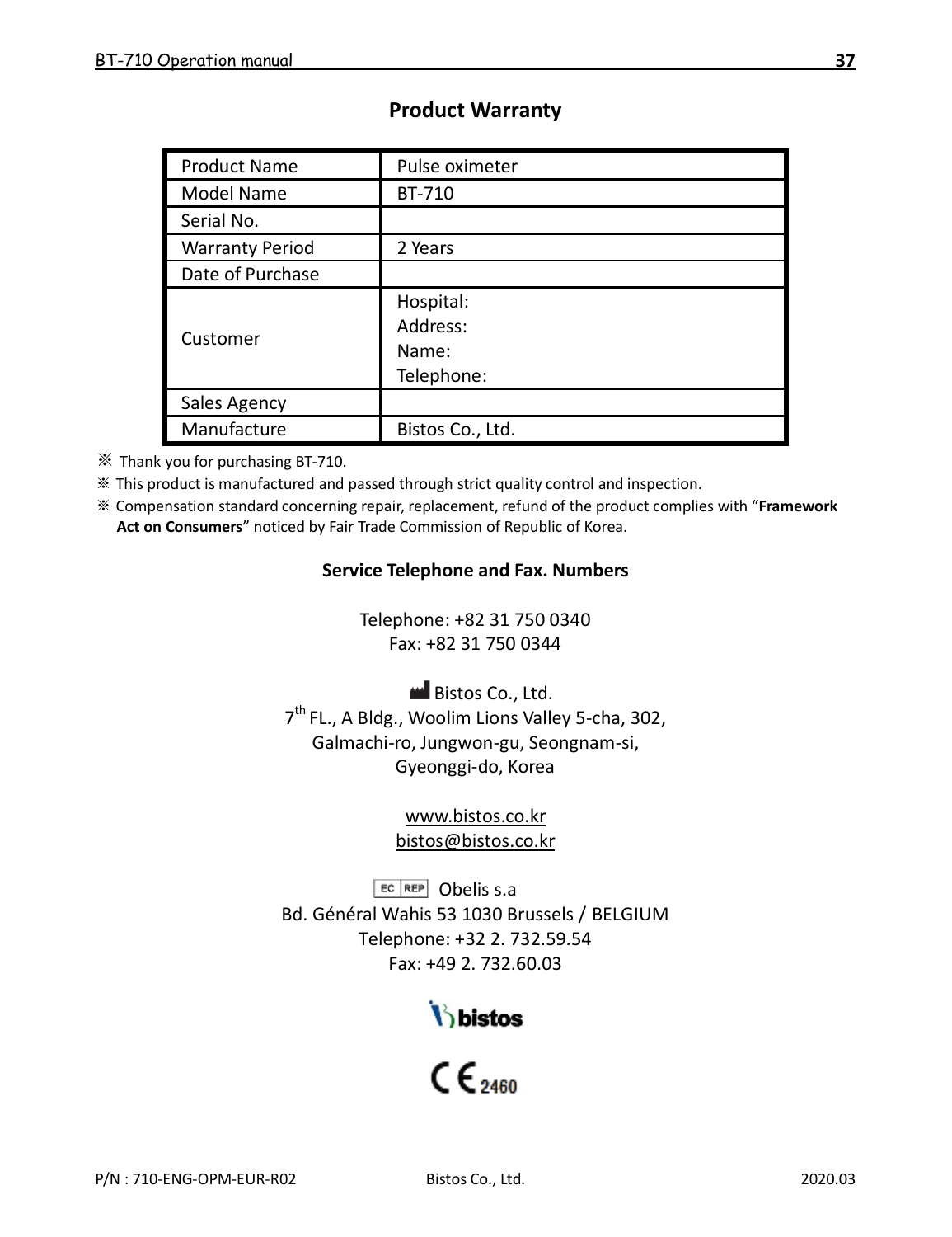## Product Warranty

| | |
|---|---|
| Product Name | Pulse oximeter |
| Model Name | BT-710 |
| Serial No. | |
| Warranty Period | 2 Years |
| Date of Purchase | |
| Customer | Hospital:<br>Address:<br>Name:<br>Telephone: |
| Sales Agency | |
| Manufacture | Bistos Co., Ltd. |

※ Thank you for purchasing BT-710.

※ This product is manufactured and passed through strict quality control and inspection.

※ Compensation standard concerning repair, replacement, refund of the product complies with "**Framework Act on Consumers**" noticed by Fair Trade Commission of Republic of Korea.

**Service Telephone and Fax. Numbers**

Telephone: +82 31 750 0340
Fax: +82 31 750 0344

Bistos Co., Ltd.
7th FL., A Bldg., Woolim Lions Valley 5-cha, 302,
Galmachi-ro, Jungwon-gu, Seongnam-si,
Gyeonggi-do, Korea

www.bistos.co.kr
bistos@bistos.co.kr

EC REP Obelis s.a
Bd. Général Wahis 53 1030 Brussels / BELGIUM
Telephone: +32 2. 732.59.54
Fax: +49 2. 732.60.03

bistos

CE 2460

P/N : 710-ENG-OPM-EUR-R02 Bistos Co., Ltd. 2020.03